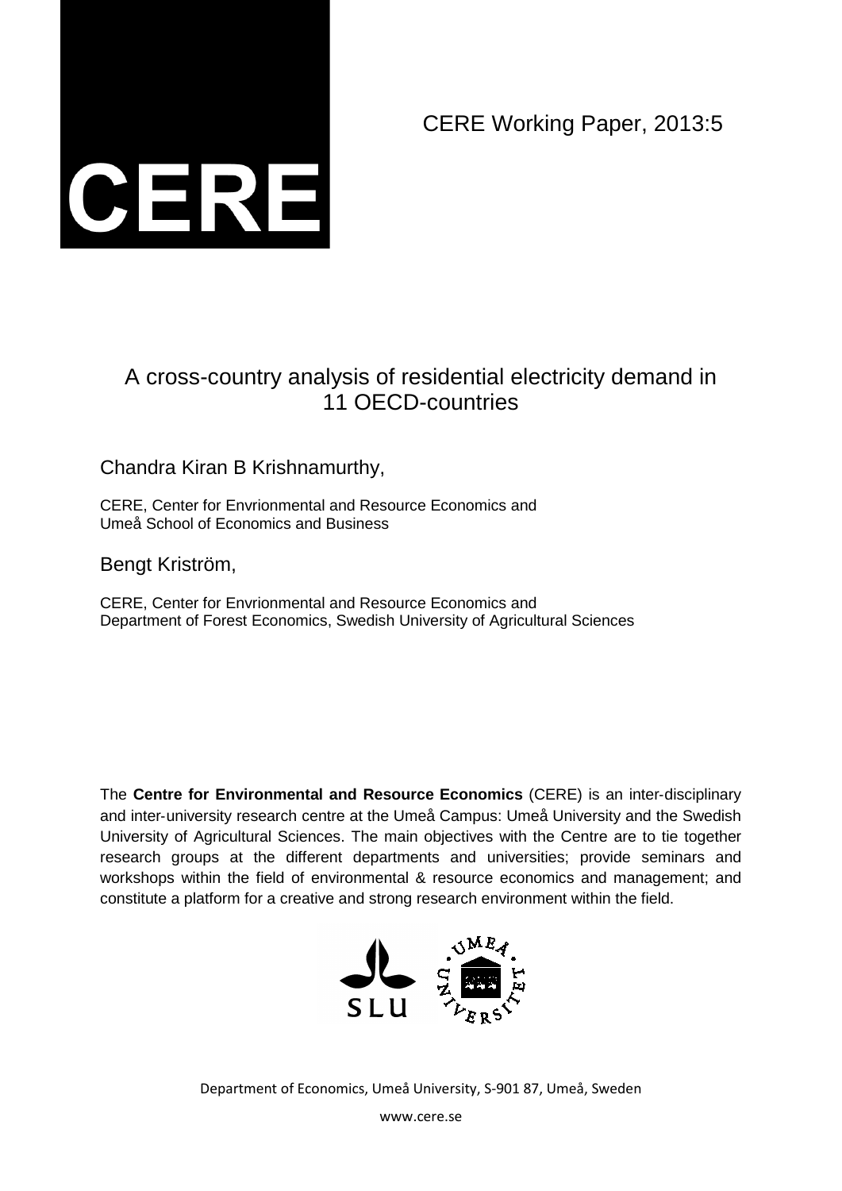CERE

CERE Working Paper, 2013:5

# A cross-country analysis of residential electricity demand in 11 OECD-countries

Chandra Kiran B Krishnamurthy,

CERE, Center for Envrionmental and Resource Economics and
Umeå School of Economics and Business

Bengt Kriström,

CERE, Center for Envrionmental and Resource Economics and
Department of Forest Economics, Swedish University of Agricultural Sciences

The **Centre for Environmental and Resource Economics** (CERE) is an inter-disciplinary and inter-university research centre at the Umeå Campus: Umeå University and the Swedish University of Agricultural Sciences. The main objectives with the Centre are to tie together research groups at the different departments and universities; provide seminars and workshops within the field of environmental & resource economics and management; and constitute a platform for a creative and strong research environment within the field.

Department of Economics, Umeå University, S-901 87, Umeå, Sweden

www.cere.se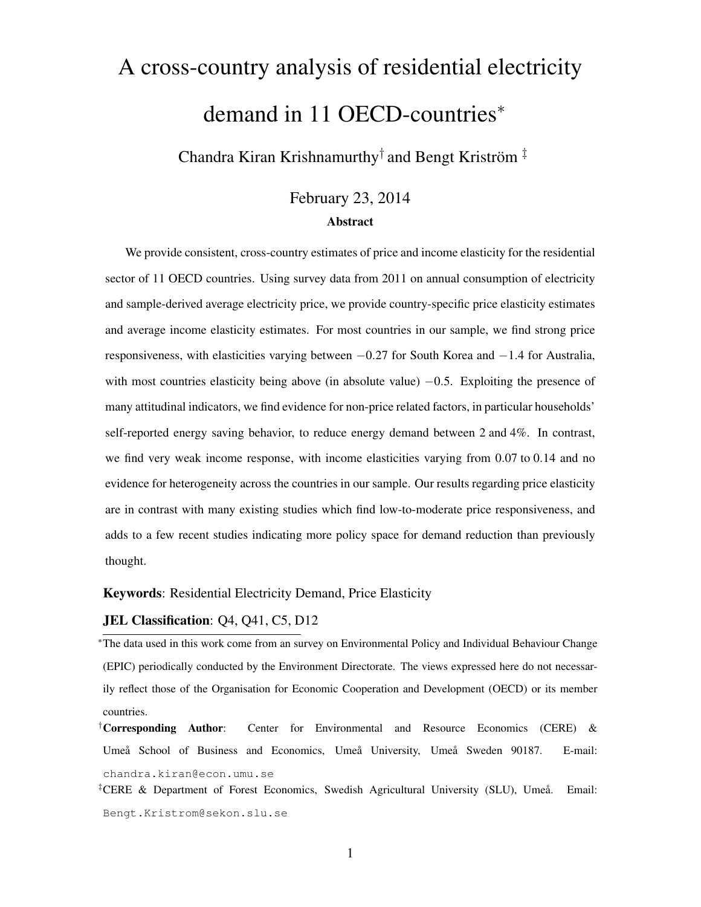# A cross-country analysis of residential electricity demand in 11 OECD-countries*

Chandra Kiran Krishnamurthy[†] and Bengt Kriström [‡]

February 23, 2014

**Abstract**

We provide consistent, cross-country estimates of price and income elasticity for the residential sector of 11 OECD countries. Using survey data from 2011 on annual consumption of electricity and sample-derived average electricity price, we provide country-specific price elasticity estimates and average income elasticity estimates. For most countries in our sample, we find strong price responsiveness, with elasticities varying between $-0.27$ for South Korea and $-1.4$ for Australia, with most countries elasticity being above (in absolute value) $-0.5$. Exploiting the presence of many attitudinal indicators, we find evidence for non-price related factors, in particular households' self-reported energy saving behavior, to reduce energy demand between 2 and 4%. In contrast, we find very weak income response, with income elasticities varying from 0.07 to 0.14 and no evidence for heterogeneity across the countries in our sample. Our results regarding price elasticity are in contrast with many existing studies which find low-to-moderate price responsiveness, and adds to a few recent studies indicating more policy space for demand reduction than previously thought.

**Keywords**: Residential Electricity Demand, Price Elasticity

**JEL Classification**: Q4, Q41, C5, D12

*The data used in this work come from an survey on Environmental Policy and Individual Behaviour Change (EPIC) periodically conducted by the Environment Directorate. The views expressed here do not necessarily reflect those of the Organisation for Economic Cooperation and Development (OECD) or its member countries.

[†]**Corresponding Author**: Center for Environmental and Resource Economics (CERE) & Umeå School of Business and Economics, Umeå University, Umeå Sweden 90187. E-mail: chandra.kiran@econ.umu.se

[‡]CERE & Department of Forest Economics, Swedish Agricultural University (SLU), Umeå. Email: Bengt.Kristrom@sekon.slu.se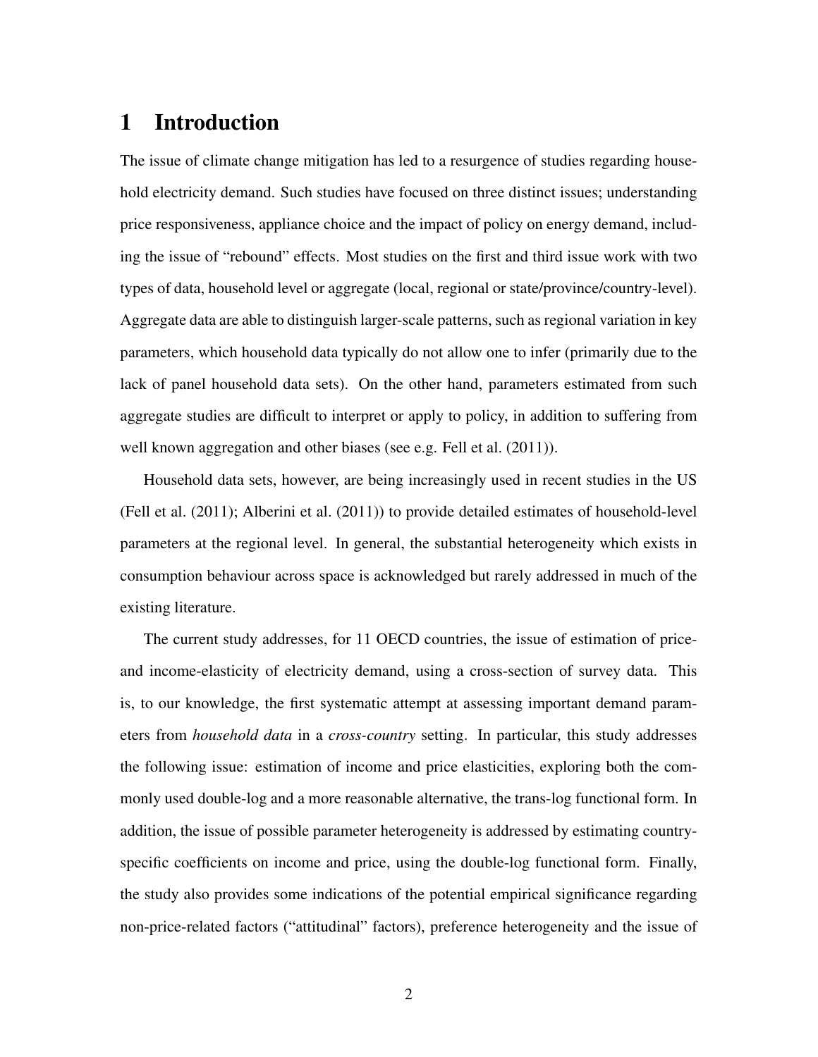# 1 Introduction

The issue of climate change mitigation has led to a resurgence of studies regarding household electricity demand. Such studies have focused on three distinct issues; understanding price responsiveness, appliance choice and the impact of policy on energy demand, including the issue of "rebound" effects. Most studies on the first and third issue work with two types of data, household level or aggregate (local, regional or state/province/country-level). Aggregate data are able to distinguish larger-scale patterns, such as regional variation in key parameters, which household data typically do not allow one to infer (primarily due to the lack of panel household data sets). On the other hand, parameters estimated from such aggregate studies are difficult to interpret or apply to policy, in addition to suffering from well known aggregation and other biases (see e.g. Fell et al. (2011)).

Household data sets, however, are being increasingly used in recent studies in the US (Fell et al. (2011); Alberini et al. (2011)) to provide detailed estimates of household-level parameters at the regional level. In general, the substantial heterogeneity which exists in consumption behaviour across space is acknowledged but rarely addressed in much of the existing literature.

The current study addresses, for 11 OECD countries, the issue of estimation of price- and income-elasticity of electricity demand, using a cross-section of survey data. This is, to our knowledge, the first systematic attempt at assessing important demand parameters from *household data* in a *cross-country* setting. In particular, this study addresses the following issue: estimation of income and price elasticities, exploring both the commonly used double-log and a more reasonable alternative, the trans-log functional form. In addition, the issue of possible parameter heterogeneity is addressed by estimating country-specific coefficients on income and price, using the double-log functional form. Finally, the study also provides some indications of the potential empirical significance regarding non-price-related factors ("attitudinal" factors), preference heterogeneity and the issue of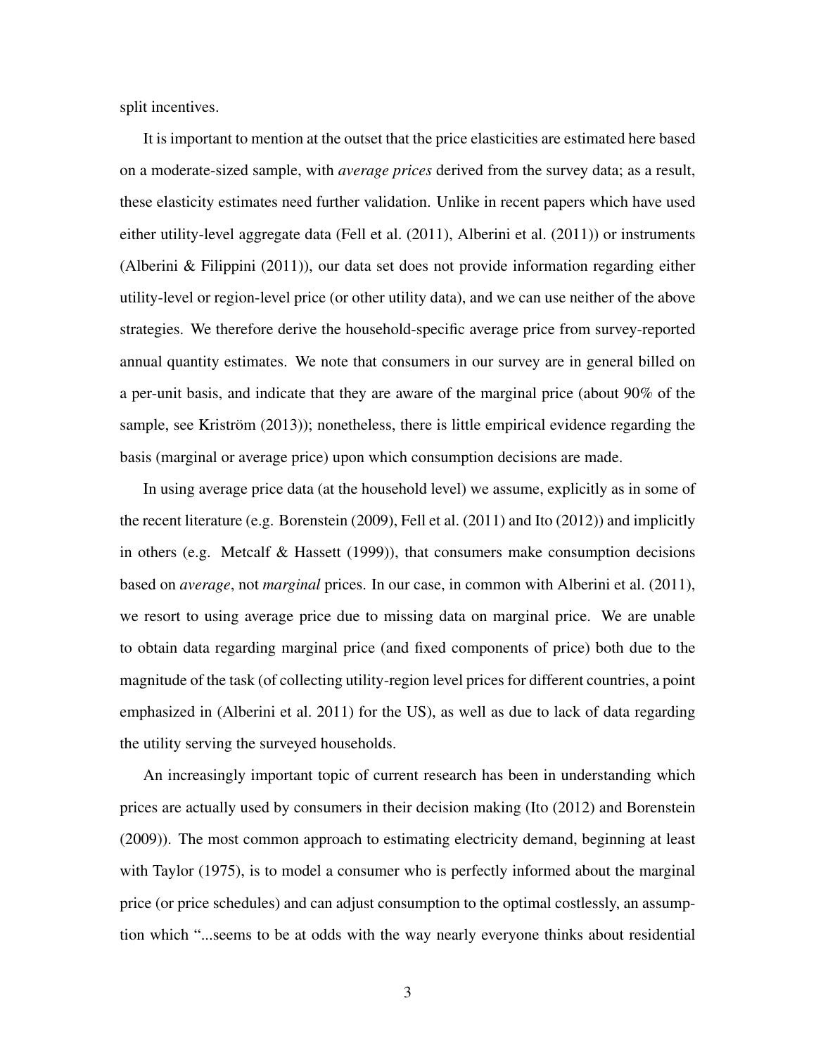split incentives.

It is important to mention at the outset that the price elasticities are estimated here based on a moderate-sized sample, with *average prices* derived from the survey data; as a result, these elasticity estimates need further validation. Unlike in recent papers which have used either utility-level aggregate data (Fell et al. (2011), Alberini et al. (2011)) or instruments (Alberini & Filippini (2011)), our data set does not provide information regarding either utility-level or region-level price (or other utility data), and we can use neither of the above strategies. We therefore derive the household-specific average price from survey-reported annual quantity estimates. We note that consumers in our survey are in general billed on a per-unit basis, and indicate that they are aware of the marginal price (about 90% of the sample, see Kriström (2013)); nonetheless, there is little empirical evidence regarding the basis (marginal or average price) upon which consumption decisions are made.

In using average price data (at the household level) we assume, explicitly as in some of the recent literature (e.g. Borenstein (2009), Fell et al. (2011) and Ito (2012)) and implicitly in others (e.g. Metcalf & Hassett (1999)), that consumers make consumption decisions based on *average*, not *marginal* prices. In our case, in common with Alberini et al. (2011), we resort to using average price due to missing data on marginal price. We are unable to obtain data regarding marginal price (and fixed components of price) both due to the magnitude of the task (of collecting utility-region level prices for different countries, a point emphasized in (Alberini et al. 2011) for the US), as well as due to lack of data regarding the utility serving the surveyed households.

An increasingly important topic of current research has been in understanding which prices are actually used by consumers in their decision making (Ito (2012) and Borenstein (2009)). The most common approach to estimating electricity demand, beginning at least with Taylor (1975), is to model a consumer who is perfectly informed about the marginal price (or price schedules) and can adjust consumption to the optimal costlessly, an assumption which "...seems to be at odds with the way nearly everyone thinks about residential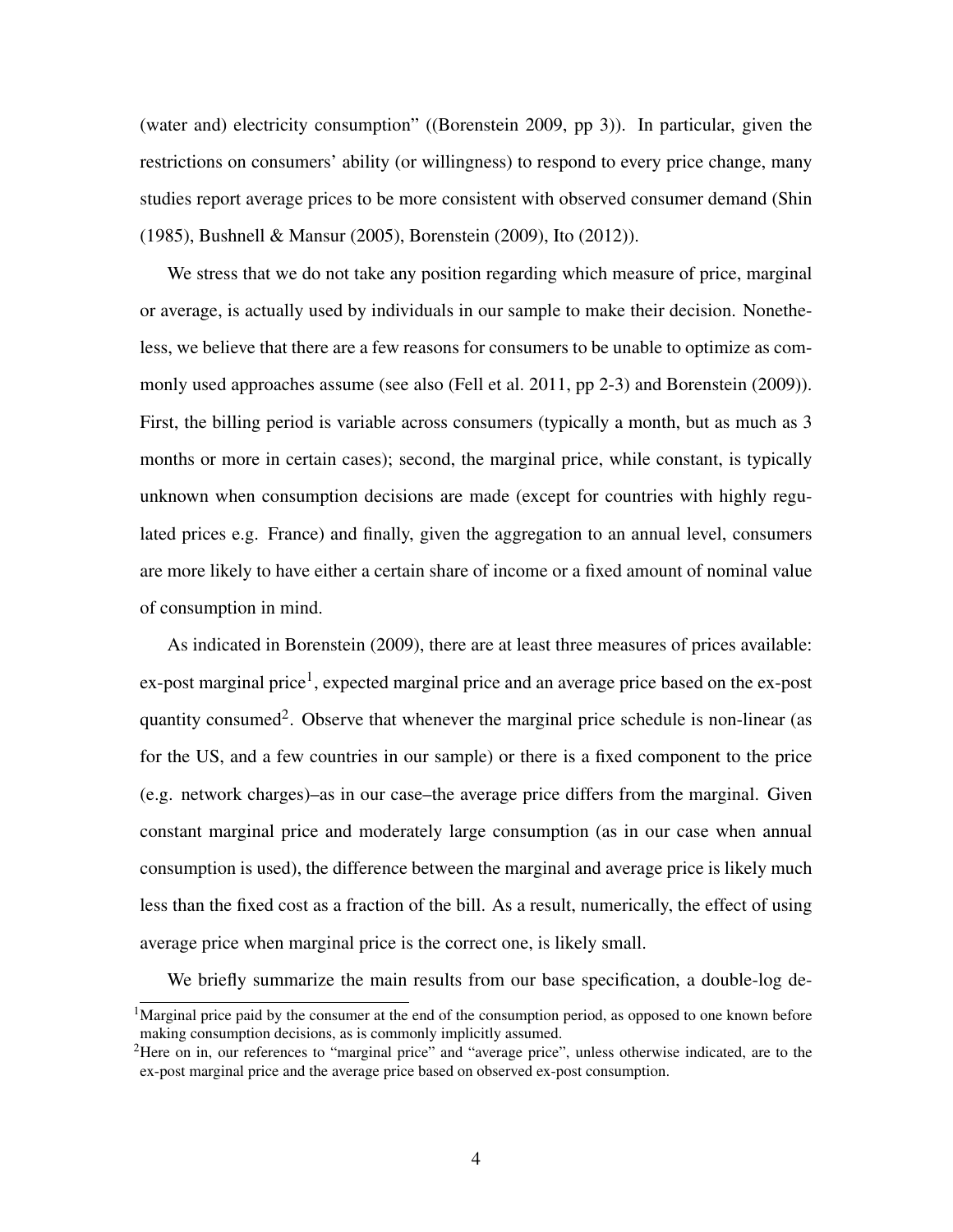(water and) electricity consumption" ((Borenstein 2009, pp 3)). In particular, given the restrictions on consumers' ability (or willingness) to respond to every price change, many studies report average prices to be more consistent with observed consumer demand (Shin (1985), Bushnell & Mansur (2005), Borenstein (2009), Ito (2012)).

We stress that we do not take any position regarding which measure of price, marginal or average, is actually used by individuals in our sample to make their decision. Nonetheless, we believe that there are a few reasons for consumers to be unable to optimize as commonly used approaches assume (see also (Fell et al. 2011, pp 2-3) and Borenstein (2009)). First, the billing period is variable across consumers (typically a month, but as much as 3 months or more in certain cases); second, the marginal price, while constant, is typically unknown when consumption decisions are made (except for countries with highly regulated prices e.g. France) and finally, given the aggregation to an annual level, consumers are more likely to have either a certain share of income or a fixed amount of nominal value of consumption in mind.

As indicated in Borenstein (2009), there are at least three measures of prices available: ex-post marginal price[1], expected marginal price and an average price based on the ex-post quantity consumed[2]. Observe that whenever the marginal price schedule is non-linear (as for the US, and a few countries in our sample) or there is a fixed component to the price (e.g. network charges)–as in our case–the average price differs from the marginal. Given constant marginal price and moderately large consumption (as in our case when annual consumption is used), the difference between the marginal and average price is likely much less than the fixed cost as a fraction of the bill. As a result, numerically, the effect of using average price when marginal price is the correct one, is likely small.

We briefly summarize the main results from our base specification, a double-log de-

[1] Marginal price paid by the consumer at the end of the consumption period, as opposed to one known before making consumption decisions, as is commonly implicitly assumed.

[2] Here on in, our references to "marginal price" and "average price", unless otherwise indicated, are to the ex-post marginal price and the average price based on observed ex-post consumption.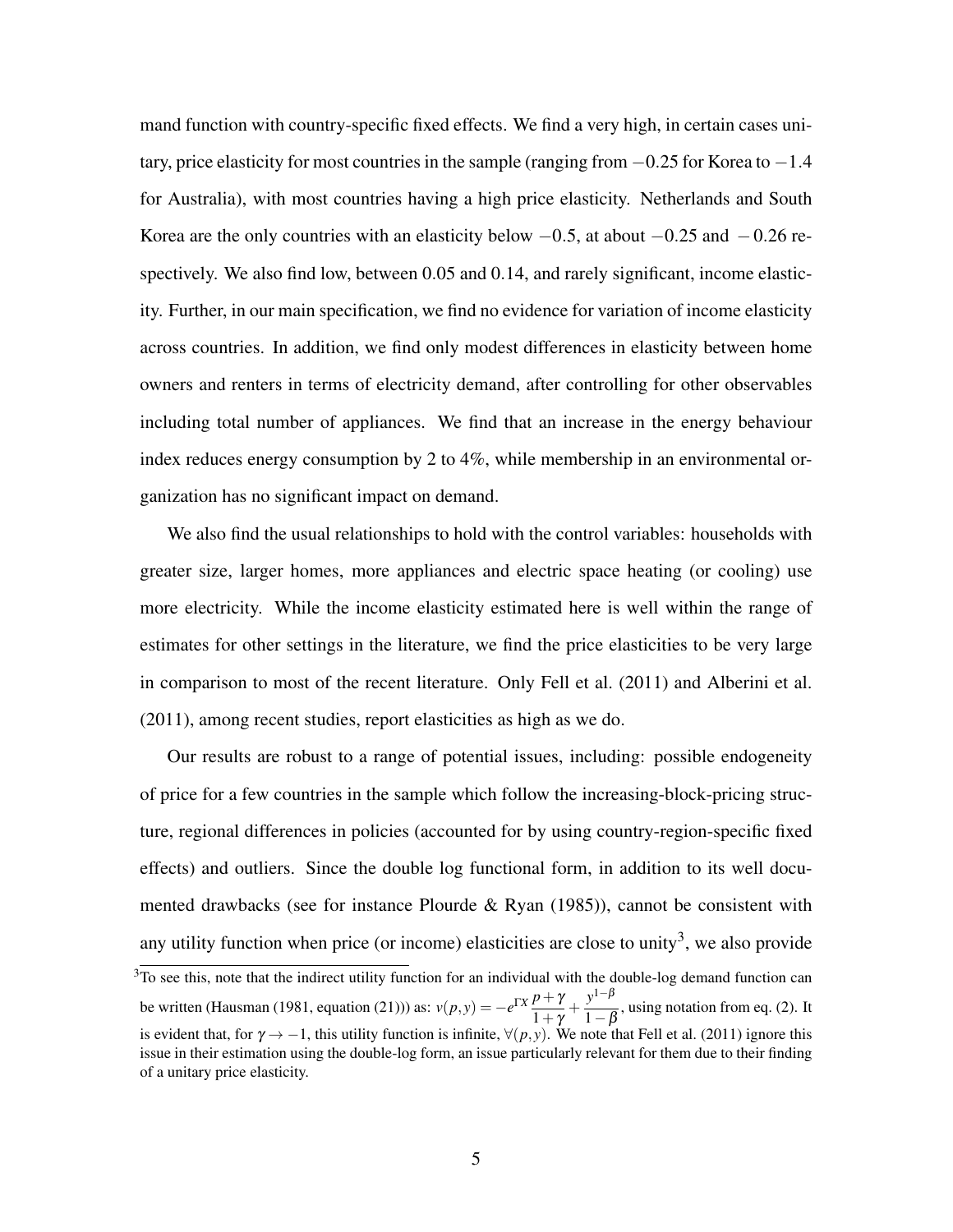mand function with country-specific fixed effects. We find a very high, in certain cases unitary, price elasticity for most countries in the sample (ranging from $-0.25$ for Korea to $-1.4$ for Australia), with most countries having a high price elasticity. Netherlands and South Korea are the only countries with an elasticity below $-0.5$, at about $-0.25$ and $-0.26$ respectively. We also find low, between 0.05 and 0.14, and rarely significant, income elasticity. Further, in our main specification, we find no evidence for variation of income elasticity across countries. In addition, we find only modest differences in elasticity between home owners and renters in terms of electricity demand, after controlling for other observables including total number of appliances. We find that an increase in the energy behaviour index reduces energy consumption by 2 to 4%, while membership in an environmental organization has no significant impact on demand.

We also find the usual relationships to hold with the control variables: households with greater size, larger homes, more appliances and electric space heating (or cooling) use more electricity. While the income elasticity estimated here is well within the range of estimates for other settings in the literature, we find the price elasticities to be very large in comparison to most of the recent literature. Only Fell et al. (2011) and Alberini et al. (2011), among recent studies, report elasticities as high as we do.

Our results are robust to a range of potential issues, including: possible endogeneity of price for a few countries in the sample which follow the increasing-block-pricing structure, regional differences in policies (accounted for by using country-region-specific fixed effects) and outliers. Since the double log functional form, in addition to its well documented drawbacks (see for instance Plourde & Ryan (1985)), cannot be consistent with any utility function when price (or income) elasticities are close to unity[3], we also provide

[3]To see this, note that the indirect utility function for an individual with the double-log demand function can be written (Hausman (1981, equation (21))) as: $v(p,y) = -e^{\Gamma X}\dfrac{p+\gamma}{1+\gamma} + \dfrac{y^{1-\beta}}{1-\beta}$, using notation from eq. (2). It is evident that, for $\gamma \to -1$, this utility function is infinite, $\forall (p,y)$. We note that Fell et al. (2011) ignore this issue in their estimation using the double-log form, an issue particularly relevant for them due to their finding of a unitary price elasticity.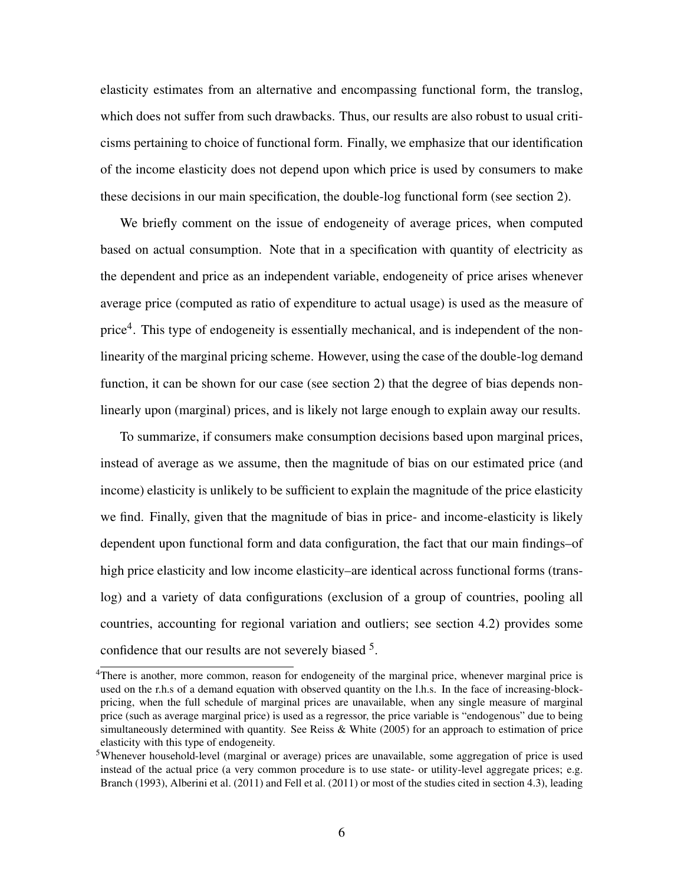elasticity estimates from an alternative and encompassing functional form, the translog, which does not suffer from such drawbacks. Thus, our results are also robust to usual criticisms pertaining to choice of functional form. Finally, we emphasize that our identification of the income elasticity does not depend upon which price is used by consumers to make these decisions in our main specification, the double-log functional form (see section 2).

We briefly comment on the issue of endogeneity of average prices, when computed based on actual consumption. Note that in a specification with quantity of electricity as the dependent and price as an independent variable, endogeneity of price arises whenever average price (computed as ratio of expenditure to actual usage) is used as the measure of price[4]. This type of endogeneity is essentially mechanical, and is independent of the nonlinearity of the marginal pricing scheme. However, using the case of the double-log demand function, it can be shown for our case (see section 2) that the degree of bias depends nonlinearly upon (marginal) prices, and is likely not large enough to explain away our results.

To summarize, if consumers make consumption decisions based upon marginal prices, instead of average as we assume, then the magnitude of bias on our estimated price (and income) elasticity is unlikely to be sufficient to explain the magnitude of the price elasticity we find. Finally, given that the magnitude of bias in price- and income-elasticity is likely dependent upon functional form and data configuration, the fact that our main findings–of high price elasticity and low income elasticity–are identical across functional forms (translog) and a variety of data configurations (exclusion of a group of countries, pooling all countries, accounting for regional variation and outliers; see section 4.2) provides some confidence that our results are not severely biased [5].

---

[4]There is another, more common, reason for endogeneity of the marginal price, whenever marginal price is used on the r.h.s of a demand equation with observed quantity on the l.h.s. In the face of increasing-block-pricing, when the full schedule of marginal prices are unavailable, when any single measure of marginal price (such as average marginal price) is used as a regressor, the price variable is "endogenous" due to being simultaneously determined with quantity. See Reiss & White (2005) for an approach to estimation of price elasticity with this type of endogeneity.

[5]Whenever household-level (marginal or average) prices are unavailable, some aggregation of price is used instead of the actual price (a very common procedure is to use state- or utility-level aggregate prices; e.g. Branch (1993), Alberini et al. (2011) and Fell et al. (2011) or most of the studies cited in section 4.3), leading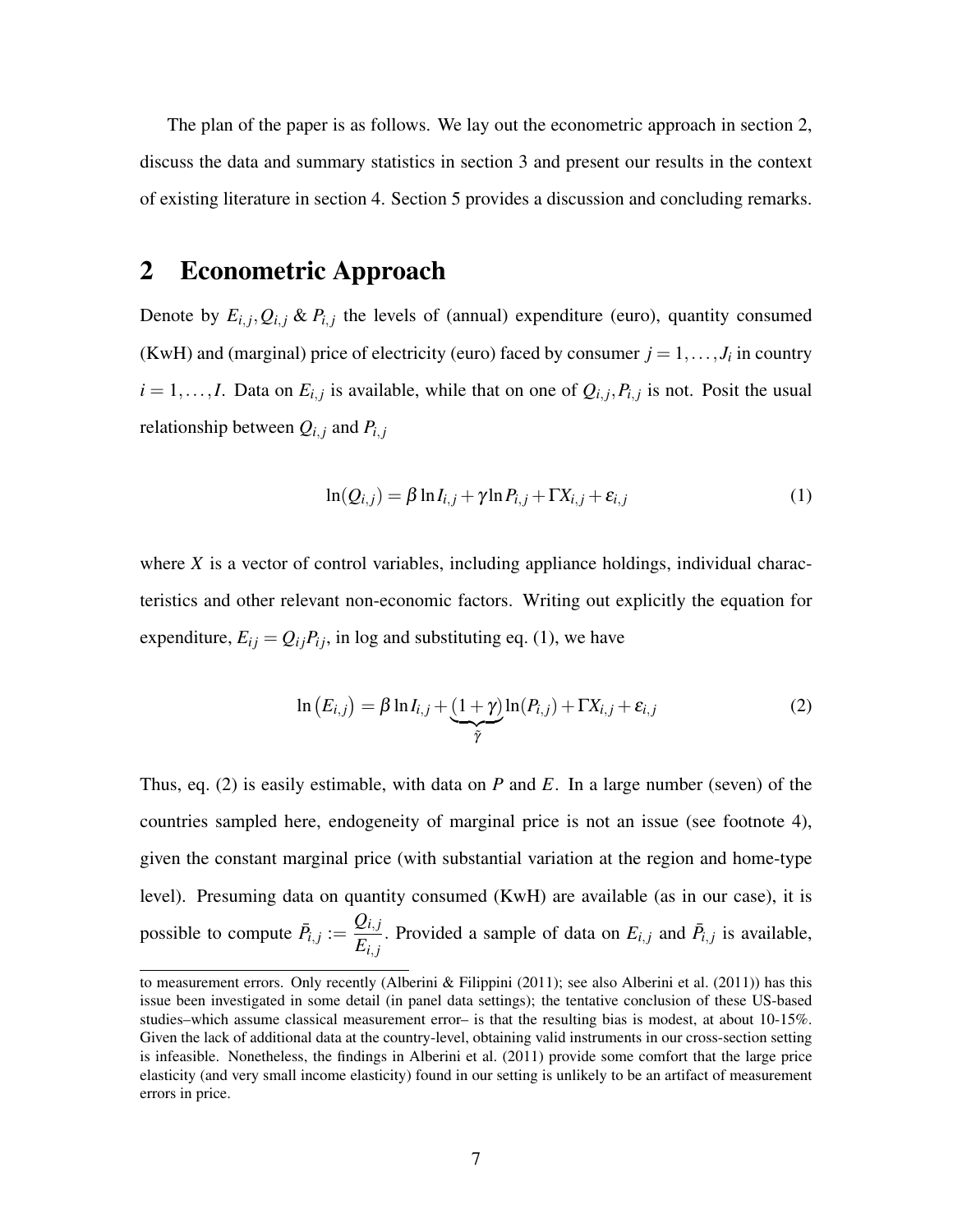The plan of the paper is as follows. We lay out the econometric approach in section 2, discuss the data and summary statistics in section 3 and present our results in the context of existing literature in section 4. Section 5 provides a discussion and concluding remarks.

# 2 Econometric Approach

Denote by $E_{i,j}, Q_{i,j}$ & $P_{i,j}$ the levels of (annual) expenditure (euro), quantity consumed (KwH) and (marginal) price of electricity (euro) faced by consumer $j = 1, \ldots, J_i$ in country $i = 1, \ldots, I$. Data on $E_{i,j}$ is available, while that on one of $Q_{i,j}, P_{i,j}$ is not. Posit the usual relationship between $Q_{i,j}$ and $P_{i,j}$

$$\ln(Q_{i,j}) = \beta \ln I_{i,j} + \gamma \ln P_{i,j} + \Gamma X_{i,j} + \varepsilon_{i,j} \tag{1}$$

where $X$ is a vector of control variables, including appliance holdings, individual characteristics and other relevant non-economic factors. Writing out explicitly the equation for expenditure, $E_{ij} = Q_{ij}P_{ij}$, in log and substituting eq. (1), we have

$$\ln\left(E_{i,j}\right) = \beta \ln I_{i,j} + \underbrace{(1+\gamma)}_{\tilde{\gamma}} \ln(P_{i,j}) + \Gamma X_{i,j} + \varepsilon_{i,j} \tag{2}$$

Thus, eq. (2) is easily estimable, with data on $P$ and $E$. In a large number (seven) of the countries sampled here, endogeneity of marginal price is not an issue (see footnote 4), given the constant marginal price (with substantial variation at the region and home-type level). Presuming data on quantity consumed (KwH) are available (as in our case), it is possible to compute $\bar{P}_{i,j} := \dfrac{Q_{i,j}}{E_{i,j}}$. Provided a sample of data on $E_{i,j}$ and $\bar{P}_{i,j}$ is available,

to measurement errors. Only recently (Alberini & Filippini (2011); see also Alberini et al. (2011)) has this issue been investigated in some detail (in panel data settings); the tentative conclusion of these US-based studies–which assume classical measurement error– is that the resulting bias is modest, at about 10-15%. Given the lack of additional data at the country-level, obtaining valid instruments in our cross-section setting is infeasible. Nonetheless, the findings in Alberini et al. (2011) provide some comfort that the large price elasticity (and very small income elasticity) found in our setting is unlikely to be an artifact of measurement errors in price.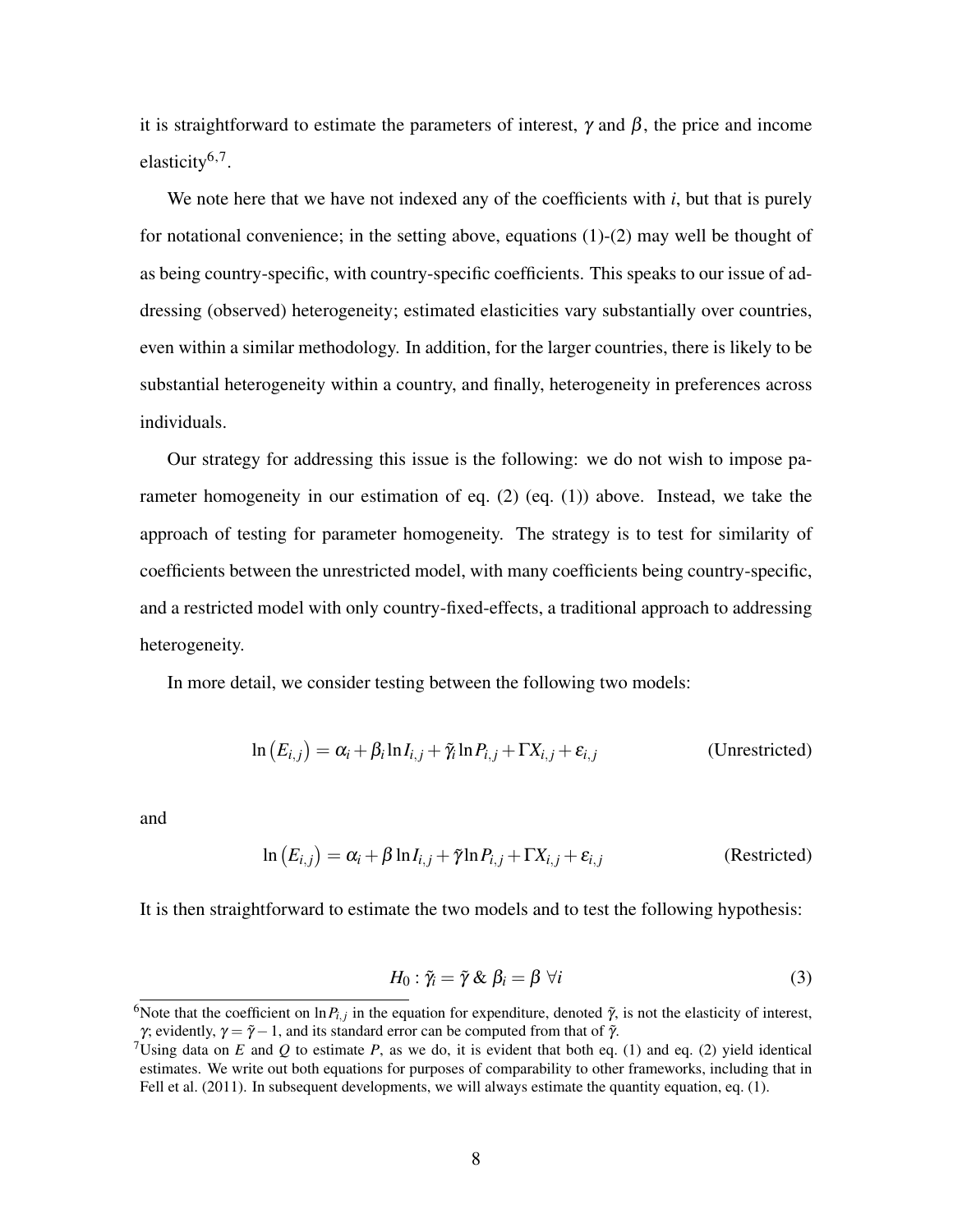it is straightforward to estimate the parameters of interest, $\gamma$ and $\beta$, the price and income elasticity[6,7].

We note here that we have not indexed any of the coefficients with $i$, but that is purely for notational convenience; in the setting above, equations (1)-(2) may well be thought of as being country-specific, with country-specific coefficients. This speaks to our issue of addressing (observed) heterogeneity; estimated elasticities vary substantially over countries, even within a similar methodology. In addition, for the larger countries, there is likely to be substantial heterogeneity within a country, and finally, heterogeneity in preferences across individuals.

Our strategy for addressing this issue is the following: we do not wish to impose parameter homogeneity in our estimation of eq. (2) (eq. (1)) above. Instead, we take the approach of testing for parameter homogeneity. The strategy is to test for similarity of coefficients between the unrestricted model, with many coefficients being country-specific, and a restricted model with only country-fixed-effects, a traditional approach to addressing heterogeneity.

In more detail, we consider testing between the following two models:

$$\ln\left(E_{i,j}\right) = \alpha_i + \beta_i \ln I_{i,j} + \tilde{\gamma}_i \ln P_{i,j} + \Gamma X_{i,j} + \varepsilon_{i,j} \qquad \text{(Unrestricted)}$$

and

$$\ln\left(E_{i,j}\right) = \alpha_i + \beta \ln I_{i,j} + \tilde{\gamma} \ln P_{i,j} + \Gamma X_{i,j} + \varepsilon_{i,j} \qquad \text{(Restricted)}$$

It is then straightforward to estimate the two models and to test the following hypothesis:

$$H_0 : \tilde{\gamma}_i = \tilde{\gamma} \;\&\; \beta_i = \beta \;\; \forall i \tag{3}$$

[6]Note that the coefficient on $\ln P_{i,j}$ in the equation for expenditure, denoted $\tilde{\gamma}$, is not the elasticity of interest, $\gamma$; evidently, $\gamma = \tilde{\gamma} - 1$, and its standard error can be computed from that of $\tilde{\gamma}$.

[7]Using data on $E$ and $Q$ to estimate $P$, as we do, it is evident that both eq. (1) and eq. (2) yield identical estimates. We write out both equations for purposes of comparability to other frameworks, including that in Fell et al. (2011). In subsequent developments, we will always estimate the quantity equation, eq. (1).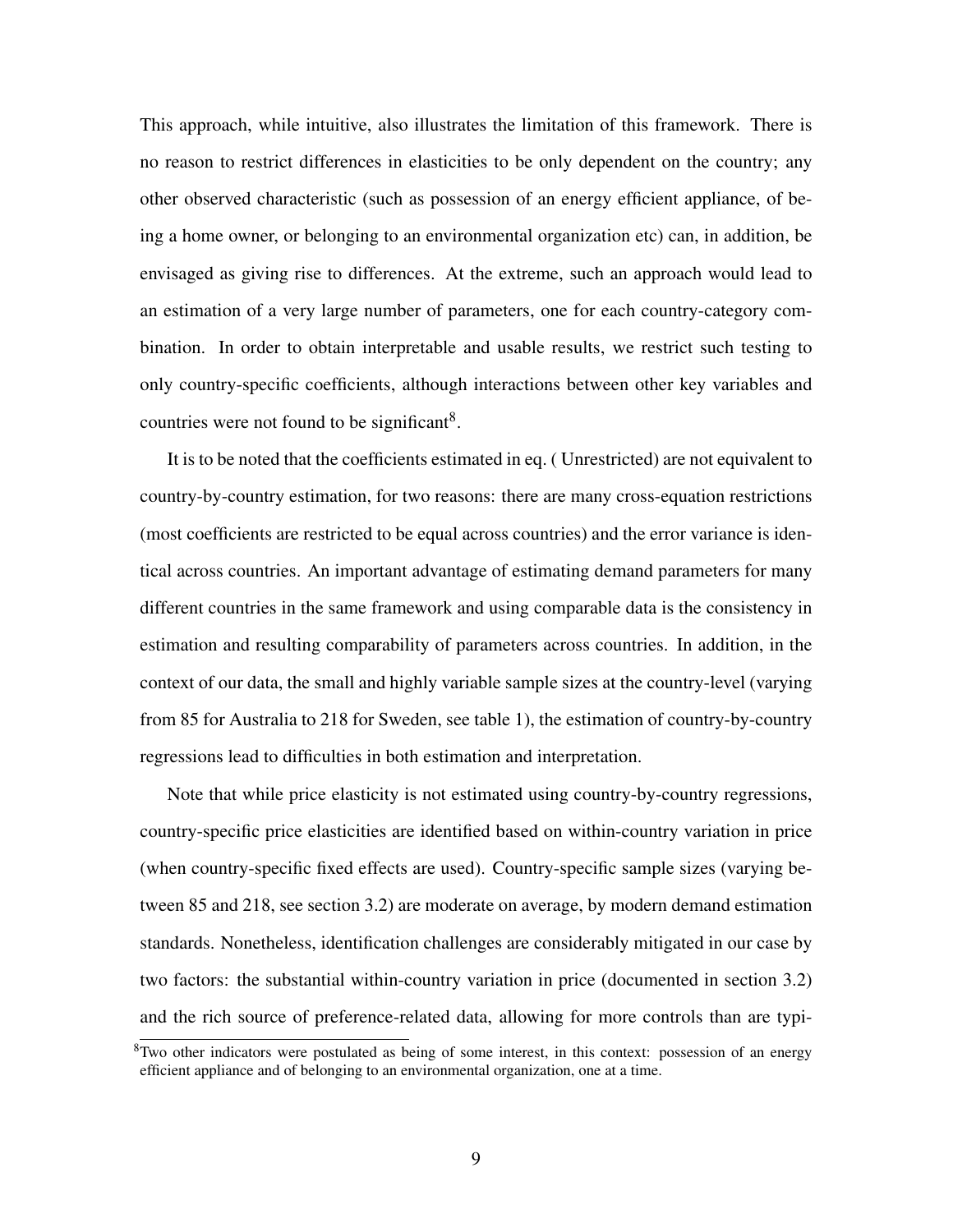This approach, while intuitive, also illustrates the limitation of this framework. There is no reason to restrict differences in elasticities to be only dependent on the country; any other observed characteristic (such as possession of an energy efficient appliance, of being a home owner, or belonging to an environmental organization etc) can, in addition, be envisaged as giving rise to differences. At the extreme, such an approach would lead to an estimation of a very large number of parameters, one for each country-category combination. In order to obtain interpretable and usable results, we restrict such testing to only country-specific coefficients, although interactions between other key variables and countries were not found to be significant[8].

It is to be noted that the coefficients estimated in eq. ( Unrestricted) are not equivalent to country-by-country estimation, for two reasons: there are many cross-equation restrictions (most coefficients are restricted to be equal across countries) and the error variance is identical across countries. An important advantage of estimating demand parameters for many different countries in the same framework and using comparable data is the consistency in estimation and resulting comparability of parameters across countries. In addition, in the context of our data, the small and highly variable sample sizes at the country-level (varying from 85 for Australia to 218 for Sweden, see table 1), the estimation of country-by-country regressions lead to difficulties in both estimation and interpretation.

Note that while price elasticity is not estimated using country-by-country regressions, country-specific price elasticities are identified based on within-country variation in price (when country-specific fixed effects are used). Country-specific sample sizes (varying between 85 and 218, see section 3.2) are moderate on average, by modern demand estimation standards. Nonetheless, identification challenges are considerably mitigated in our case by two factors: the substantial within-country variation in price (documented in section 3.2) and the rich source of preference-related data, allowing for more controls than are typi-

[8]Two other indicators were postulated as being of some interest, in this context: possession of an energy efficient appliance and of belonging to an environmental organization, one at a time.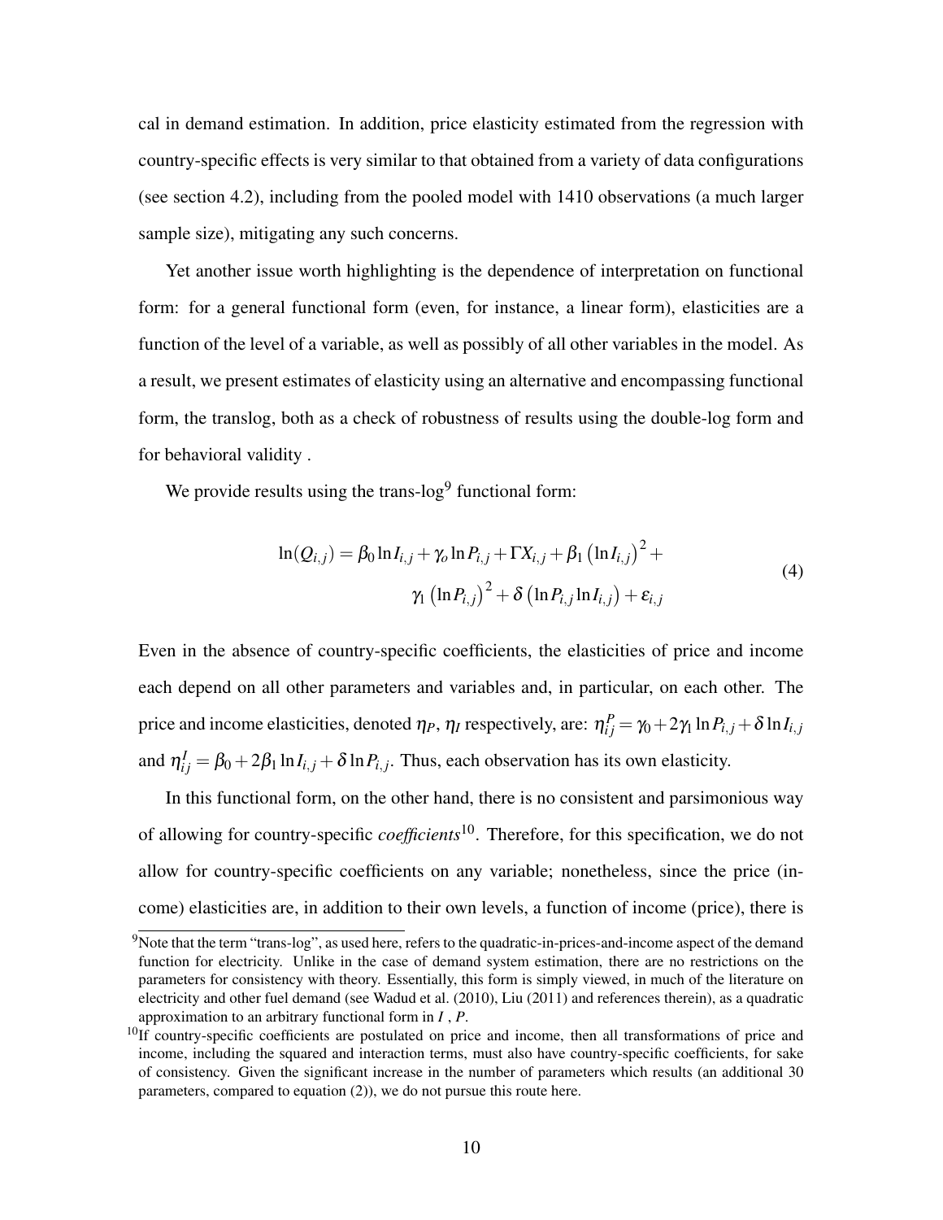cal in demand estimation. In addition, price elasticity estimated from the regression with country-specific effects is very similar to that obtained from a variety of data configurations (see section 4.2), including from the pooled model with 1410 observations (a much larger sample size), mitigating any such concerns.

Yet another issue worth highlighting is the dependence of interpretation on functional form: for a general functional form (even, for instance, a linear form), elasticities are a function of the level of a variable, as well as possibly of all other variables in the model. As a result, we present estimates of elasticity using an alternative and encompassing functional form, the translog, both as a check of robustness of results using the double-log form and for behavioral validity .

We provide results using the trans-log[9] functional form:

$$
\begin{aligned}
\ln(Q_{i,j}) = \beta_0 \ln I_{i,j} + \gamma_o \ln P_{i,j} + \Gamma X_{i,j} + \beta_1 \left(\ln I_{i,j}\right)^2 + \\
\gamma_1 \left(\ln P_{i,j}\right)^2 + \delta \left(\ln P_{i,j} \ln I_{i,j}\right) + \varepsilon_{i,j}
\end{aligned}
\tag{4}
$$

Even in the absence of country-specific coefficients, the elasticities of price and income each depend on all other parameters and variables and, in particular, on each other. The price and income elasticities, denoted $\eta_P$, $\eta_I$ respectively, are: $\eta_{ij}^P = \gamma_0 + 2\gamma_1 \ln P_{i,j} + \delta \ln I_{i,j}$ and $\eta_{ij}^I = \beta_0 + 2\beta_1 \ln I_{i,j} + \delta \ln P_{i,j}$. Thus, each observation has its own elasticity.

In this functional form, on the other hand, there is no consistent and parsimonious way of allowing for country-specific *coefficients*[10]. Therefore, for this specification, we do not allow for country-specific coefficients on any variable; nonetheless, since the price (income) elasticities are, in addition to their own levels, a function of income (price), there is

[9] Note that the term "trans-log", as used here, refers to the quadratic-in-prices-and-income aspect of the demand function for electricity. Unlike in the case of demand system estimation, there are no restrictions on the parameters for consistency with theory. Essentially, this form is simply viewed, in much of the literature on electricity and other fuel demand (see Wadud et al. (2010), Liu (2011) and references therein), as a quadratic approximation to an arbitrary functional form in $I$ , $P$.

[10] If country-specific coefficients are postulated on price and income, then all transformations of price and income, including the squared and interaction terms, must also have country-specific coefficients, for sake of consistency. Given the significant increase in the number of parameters which results (an additional 30 parameters, compared to equation (2)), we do not pursue this route here.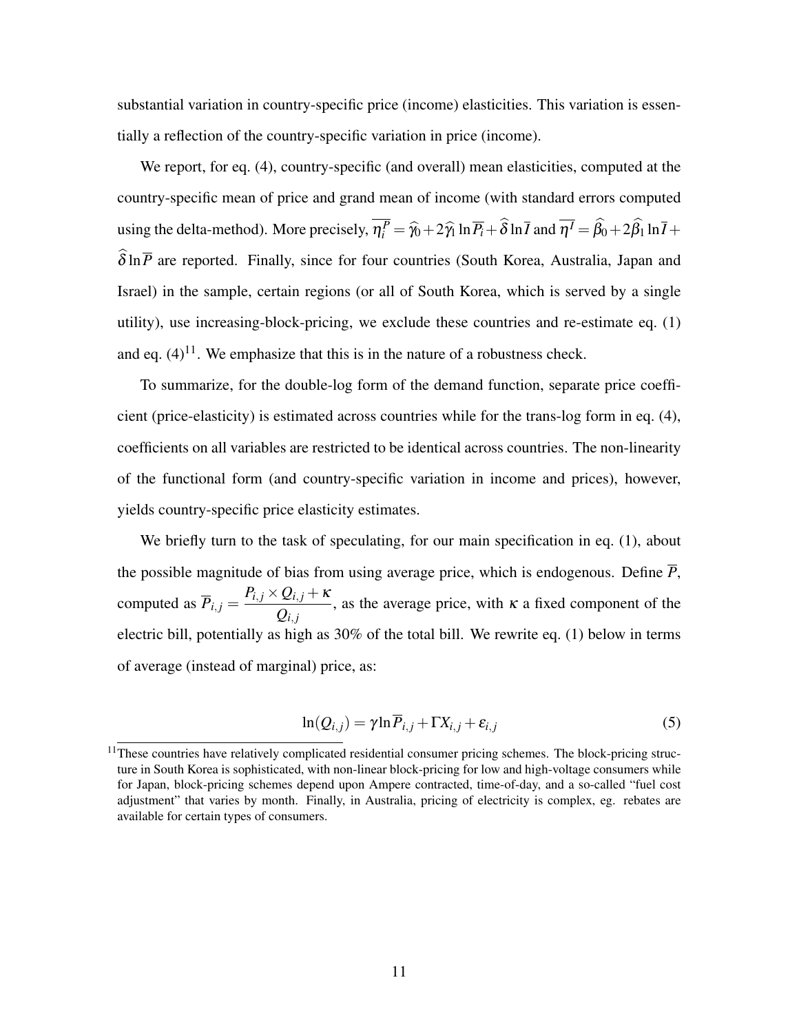substantial variation in country-specific price (income) elasticities. This variation is essentially a reflection of the country-specific variation in price (income).

We report, for eq. (4), country-specific (and overall) mean elasticities, computed at the country-specific mean of price and grand mean of income (with standard errors computed using the delta-method). More precisely, $\overline{\eta_i^P} = \widehat{\gamma}_0 + 2\widehat{\gamma}_1 \ln \overline{P_i} + \widehat{\delta} \ln \overline{I}$ and $\overline{\eta^I} = \widehat{\beta}_0 + 2\widehat{\beta}_1 \ln \overline{I} + \widehat{\delta} \ln \overline{P}$ are reported. Finally, since for four countries (South Korea, Australia, Japan and Israel) in the sample, certain regions (or all of South Korea, which is served by a single utility), use increasing-block-pricing, we exclude these countries and re-estimate eq. (1) and eq. (4)[11]. We emphasize that this is in the nature of a robustness check.

To summarize, for the double-log form of the demand function, separate price coefficient (price-elasticity) is estimated across countries while for the trans-log form in eq. (4), coefficients on all variables are restricted to be identical across countries. The non-linearity of the functional form (and country-specific variation in income and prices), however, yields country-specific price elasticity estimates.

We briefly turn to the task of speculating, for our main specification in eq. (1), about the possible magnitude of bias from using average price, which is endogenous. Define $\overline{P}$, computed as $\overline{P}_{i,j} = \dfrac{P_{i,j} \times Q_{i,j} + \kappa}{Q_{i,j}}$, as the average price, with $\kappa$ a fixed component of the electric bill, potentially as high as 30% of the total bill. We rewrite eq. (1) below in terms of average (instead of marginal) price, as:

$$\ln(Q_{i,j}) = \gamma \ln \overline{P}_{i,j} + \Gamma X_{i,j} + \varepsilon_{i,j} \tag{5}$$

[11] These countries have relatively complicated residential consumer pricing schemes. The block-pricing structure in South Korea is sophisticated, with non-linear block-pricing for low and high-voltage consumers while for Japan, block-pricing schemes depend upon Ampere contracted, time-of-day, and a so-called "fuel cost adjustment" that varies by month. Finally, in Australia, pricing of electricity is complex, eg. rebates are available for certain types of consumers.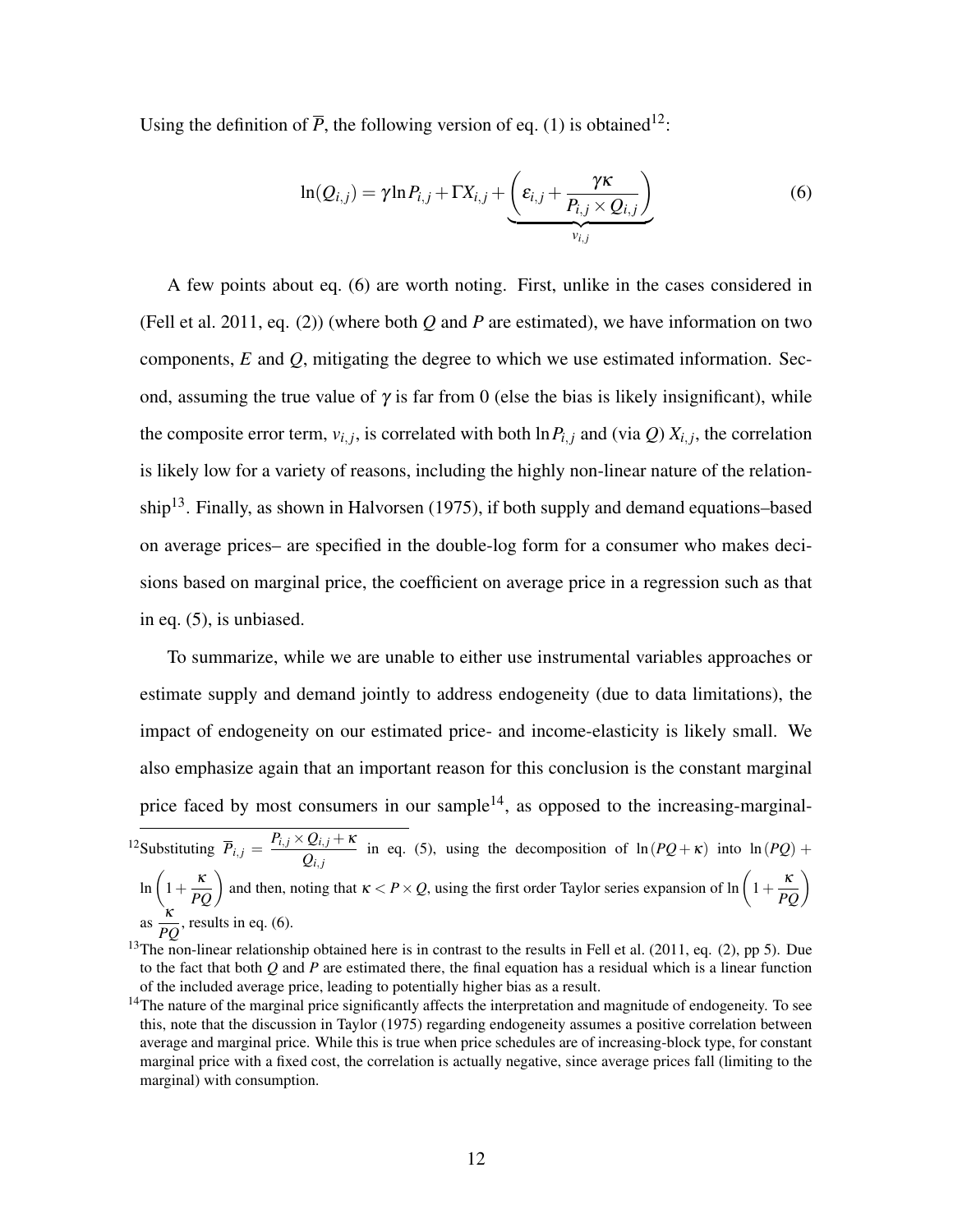Using the definition of $\overline{P}$, the following version of eq. (1) is obtained[12]:

$$\ln(Q_{i,j}) = \gamma \ln P_{i,j} + \Gamma X_{i,j} + \underbrace{\left(\varepsilon_{i,j} + \frac{\gamma \kappa}{P_{i,j} \times Q_{i,j}}\right)}_{v_{i,j}} \tag{6}$$

A few points about eq. (6) are worth noting. First, unlike in the cases considered in (Fell et al. 2011, eq. (2)) (where both $Q$ and $P$ are estimated), we have information on two components, $E$ and $Q$, mitigating the degree to which we use estimated information. Second, assuming the true value of $\gamma$ is far from 0 (else the bias is likely insignificant), while the composite error term, $v_{i,j}$, is correlated with both $\ln P_{i,j}$ and (via $Q$) $X_{i,j}$, the correlation is likely low for a variety of reasons, including the highly non-linear nature of the relationship[13]. Finally, as shown in Halvorsen (1975), if both supply and demand equations–based on average prices– are specified in the double-log form for a consumer who makes decisions based on marginal price, the coefficient on average price in a regression such as that in eq. (5), is unbiased.

To summarize, while we are unable to either use instrumental variables approaches or estimate supply and demand jointly to address endogeneity (due to data limitations), the impact of endogeneity on our estimated price- and income-elasticity is likely small. We also emphasize again that an important reason for this conclusion is the constant marginal price faced by most consumers in our sample[14], as opposed to the increasing-marginal-

---

[12] Substituting $\overline{P}_{i,j} = \dfrac{P_{i,j} \times Q_{i,j} + \kappa}{Q_{i,j}}$ in eq. (5), using the decomposition of $\ln(PQ + \kappa)$ into $\ln(PQ) + \ln\left(1 + \dfrac{\kappa}{PQ}\right)$ and then, noting that $\kappa < P \times Q$, using the first order Taylor series expansion of $\ln\left(1 + \dfrac{\kappa}{PQ}\right)$ as $\dfrac{\kappa}{PQ}$, results in eq. (6).

[13] The non-linear relationship obtained here is in contrast to the results in Fell et al. (2011, eq. (2), pp 5). Due to the fact that both $Q$ and $P$ are estimated there, the final equation has a residual which is a linear function of the included average price, leading to potentially higher bias as a result.

[14] The nature of the marginal price significantly affects the interpretation and magnitude of endogeneity. To see this, note that the discussion in Taylor (1975) regarding endogeneity assumes a positive correlation between average and marginal price. While this is true when price schedules are of increasing-block type, for constant marginal price with a fixed cost, the correlation is actually negative, since average prices fall (limiting to the marginal) with consumption.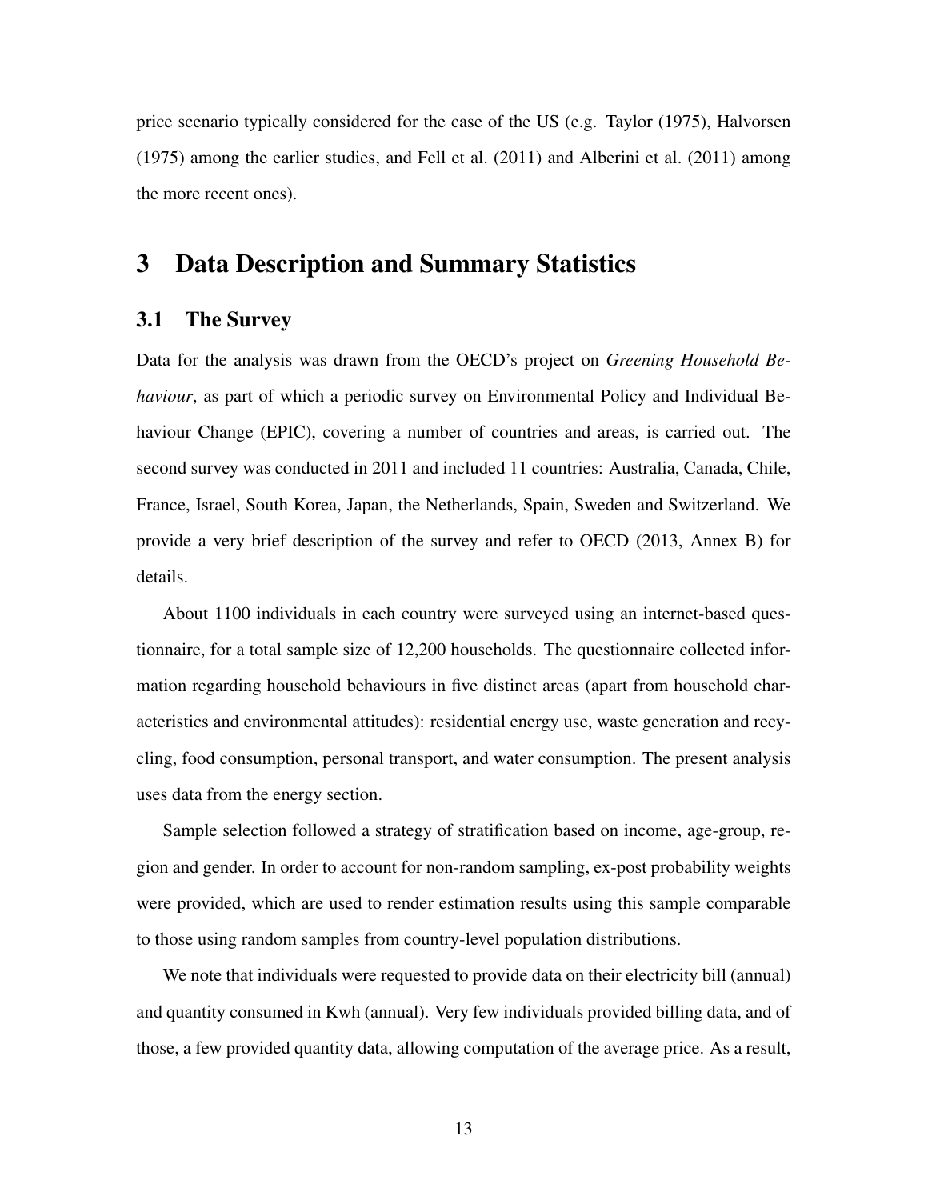price scenario typically considered for the case of the US (e.g. Taylor (1975), Halvorsen (1975) among the earlier studies, and Fell et al. (2011) and Alberini et al. (2011) among the more recent ones).

# 3 Data Description and Summary Statistics

## 3.1 The Survey

Data for the analysis was drawn from the OECD's project on *Greening Household Behaviour*, as part of which a periodic survey on Environmental Policy and Individual Behaviour Change (EPIC), covering a number of countries and areas, is carried out. The second survey was conducted in 2011 and included 11 countries: Australia, Canada, Chile, France, Israel, South Korea, Japan, the Netherlands, Spain, Sweden and Switzerland. We provide a very brief description of the survey and refer to OECD (2013, Annex B) for details.

About 1100 individuals in each country were surveyed using an internet-based questionnaire, for a total sample size of 12,200 households. The questionnaire collected information regarding household behaviours in five distinct areas (apart from household characteristics and environmental attitudes): residential energy use, waste generation and recycling, food consumption, personal transport, and water consumption. The present analysis uses data from the energy section.

Sample selection followed a strategy of stratification based on income, age-group, region and gender. In order to account for non-random sampling, ex-post probability weights were provided, which are used to render estimation results using this sample comparable to those using random samples from country-level population distributions.

We note that individuals were requested to provide data on their electricity bill (annual) and quantity consumed in Kwh (annual). Very few individuals provided billing data, and of those, a few provided quantity data, allowing computation of the average price. As a result,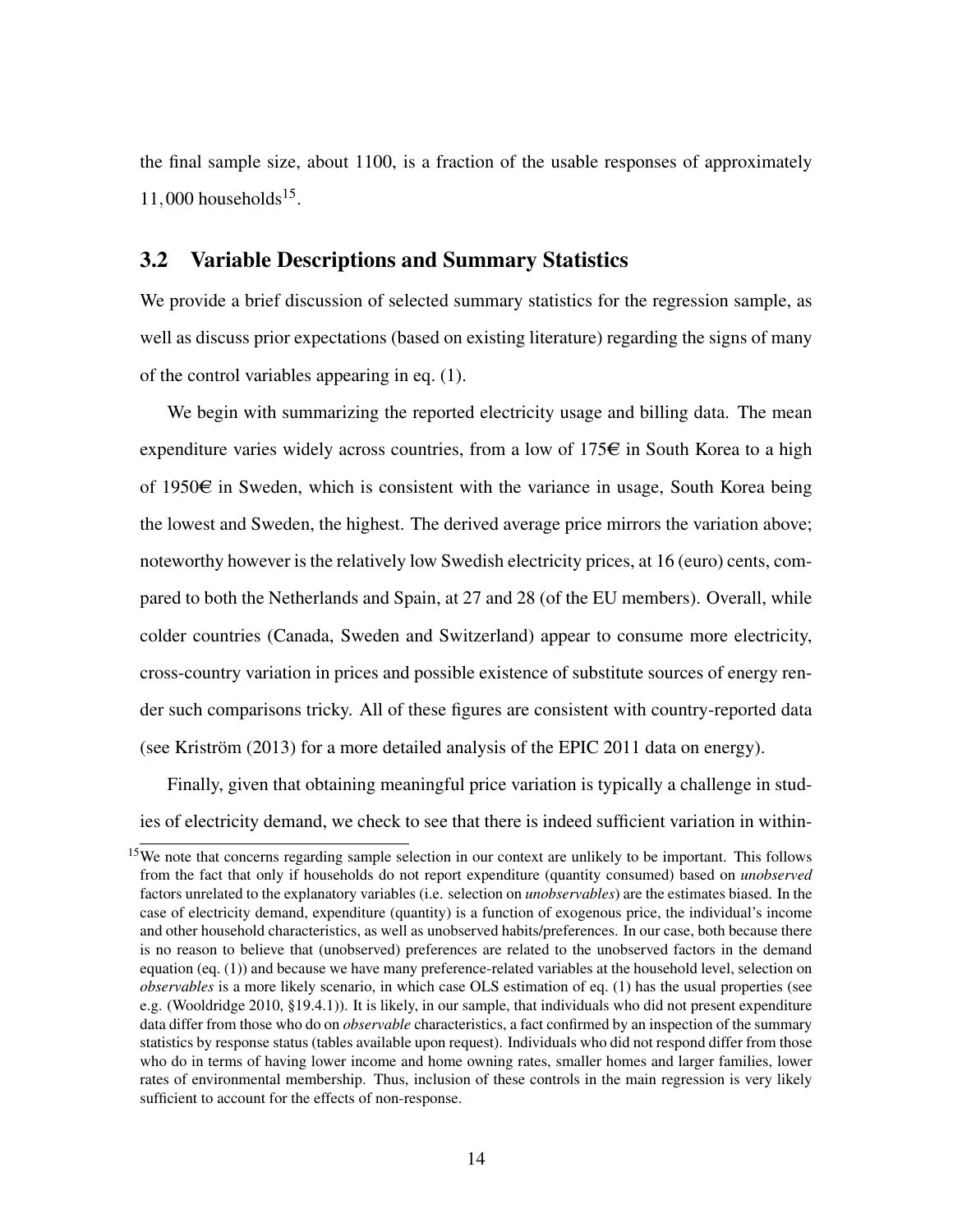the final sample size, about 1100, is a fraction of the usable responses of approximately $11,000$ households[15].

## 3.2 Variable Descriptions and Summary Statistics

We provide a brief discussion of selected summary statistics for the regression sample, as well as discuss prior expectations (based on existing literature) regarding the signs of many of the control variables appearing in eq. (1).

We begin with summarizing the reported electricity usage and billing data. The mean expenditure varies widely across countries, from a low of 175€ in South Korea to a high of 1950€ in Sweden, which is consistent with the variance in usage, South Korea being the lowest and Sweden, the highest. The derived average price mirrors the variation above; noteworthy however is the relatively low Swedish electricity prices, at 16 (euro) cents, compared to both the Netherlands and Spain, at 27 and 28 (of the EU members). Overall, while colder countries (Canada, Sweden and Switzerland) appear to consume more electricity, cross-country variation in prices and possible existence of substitute sources of energy render such comparisons tricky. All of these figures are consistent with country-reported data (see Kriström (2013) for a more detailed analysis of the EPIC 2011 data on energy).

Finally, given that obtaining meaningful price variation is typically a challenge in studies of electricity demand, we check to see that there is indeed sufficient variation in within-

[15] We note that concerns regarding sample selection in our context are unlikely to be important. This follows from the fact that only if households do not report expenditure (quantity consumed) based on *unobserved* factors unrelated to the explanatory variables (i.e. selection on *unobservables*) are the estimates biased. In the case of electricity demand, expenditure (quantity) is a function of exogenous price, the individual's income and other household characteristics, as well as unobserved habits/preferences. In our case, both because there is no reason to believe that (unobserved) preferences are related to the unobserved factors in the demand equation (eq. (1)) and because we have many preference-related variables at the household level, selection on *observables* is a more likely scenario, in which case OLS estimation of eq. (1) has the usual properties (see e.g. (Wooldridge 2010, §19.4.1)). It is likely, in our sample, that individuals who did not present expenditure data differ from those who do on *observable* characteristics, a fact confirmed by an inspection of the summary statistics by response status (tables available upon request). Individuals who did not respond differ from those who do in terms of having lower income and home owning rates, smaller homes and larger families, lower rates of environmental membership. Thus, inclusion of these controls in the main regression is very likely sufficient to account for the effects of non-response.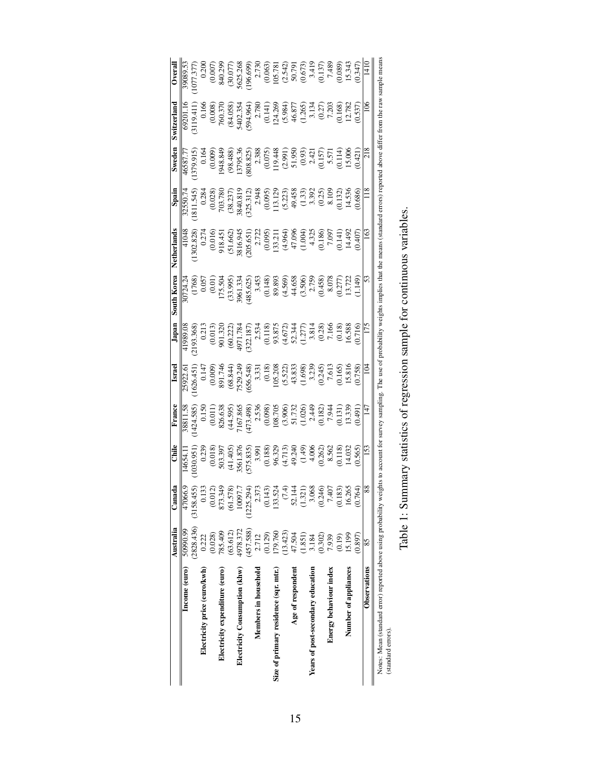| | Australia | Canada | Chile | France | Israel | Japan | South Korea | Netherlands | Spain | Sweden | Switzerland | Overall |
|---|---|---|---|---|---|---|---|---|---|---|---|---|
| **Income (euro)** | 50990.99 | 47066.9 | 14654.11 | 38811.58 | 25922.61 | 41989.08 | 30724.24 | 41048 | 32550.74 | 46587.77 | 69201.16 | 39089.53 |
| | (2828.436) | (3158.455) | (1030.951) | (1424.585) | (1626.451) | (2193.368) | (1768) | (1302.828) | (1811.545) | (1379.915) | (3119.411) | (1077.377) |
| **Electricity price (euro/kwh)** | 0.222 | 0.133 | 0.239 | 0.150 | 0.147 | 0.213 | 0.057 | 0.274 | 0.284 | 0.164 | 0.166 | 0.200 |
| | (0.028) | (0.012) | (0.018) | (0.011) | (0.009) | (0.013) | (0.01) | (0.016) | (0.028) | (0.009) | (0.008) | (0.007) |
| **Electricity expenditure (euro)** | 785.409 | 873.349 | 503.397 | 826.638 | 891.746 | 901.320 | 175.504 | 918.451 | 703.780 | 1948.849 | 760.370 | 840.299 |
| | (63.612) | (61.578) | (41.405) | (44.595) | (68.844) | (60.222) | (33.995) | (51.662) | (38.237) | (98.488) | (84.058) | (30.077) |
| **Electricity Consumption (khw)** | 4978.372 | 10097.7 | 3561.876 | 7167.865 | 7529.249 | 4971.784 | 3961.334 | 3816.945 | 3840.819 | 13795.36 | 5402.354 | 5625.268 |
| | (457.588) | (1225.294) | (575.835) | (473.498) | (656.548) | (322.187) | (485.625) | (205.651) | (325.312) | (808.825) | (594.964) | (196.699) |
| **Members in household** | 2.712 | 2.373 | 3.991 | 2.536 | 3.331 | 2.534 | 3.453 | 2.722 | 2.948 | 2.388 | 2.780 | 2.730 |
| | (0.129) | (0.143) | (0.188) | (0.098) | (0.18) | (0.118) | (0.148) | (0.095) | (0.095) | (0.075) | (0.141) | (0.063) |
| **Size of primary residence (sqr. mtr.)** | 179.760 | 133.524 | 96.329 | 108.705 | 105.208 | 93.875 | 89.893 | 133.211 | 113.129 | 119.448 | 124.269 | 105.781 |
| | (13.423) | (7.4) | (4.713) | (3.906) | (5.522) | (4.672) | (4.569) | (4.964) | (5.223) | (2.991) | (5.984) | (2.542) |
| **Age of respondent** | 47.504 | 52.144 | 49.240 | 51.732 | 43.833 | 52.344 | 44.658 | 47.096 | 49.458 | 51.950 | 46.877 | 50.791 |
| | (1.851) | (1.321) | (1.49) | (1.026) | (1.698) | (1.277) | (3.506) | (1.004) | (1.33) | (0.93) | (1.265) | (0.673) |
| **Years of post-secondary education** | 3.184 | 3.068 | 4.006 | 2.449 | 3.239 | 3.814 | 2.759 | 4.325 | 3.392 | 2.421 | 3.134 | 3.419 |
| | (0.302) | (0.246) | (0.262) | (0.182) | (0.245) | (0.28) | (0.458) | (0.186) | (0.25) | (0.157) | (0.27) | (0.137) |
| **Energy behaviour index** | 7.939 | 7.407 | 8.562 | 7.944 | 7.613 | 7.166 | 8.078 | 7.097 | 8.109 | 5.571 | 7.203 | 7.489 |
| | (0.19) | (0.183) | (0.118) | (0.131) | (0.165) | (0.18) | (0.277) | (0.141) | (0.132) | (0.114) | (0.168) | (0.089) |
| **Number of appliances** | 15.199 | 16.265 | 14.032 | 13.339 | 15.816 | 16.588 | 13.722 | 14.492 | 14.536 | 15.006 | 12.782 | 15.343 |
| | (0.897) | (0.764) | (0.565) | (0.491) | (0.758) | (0.716) | (1.149) | (0.407) | (0.686) | (0.421) | (0.537) | (0.347) |
| **Observations** | 85 | 88 | 153 | 147 | 104 | 175 | 53 | 163 | 118 | 218 | 106 | 1410 |

Notes: Mean (standard error) reported above using probability weights to account for survey sampling. The use of probability weights implies that the means (standard errors) reported above differ from the raw sample means (standard errors).

Table 1: Summary statistics of regression sample for continuous variables.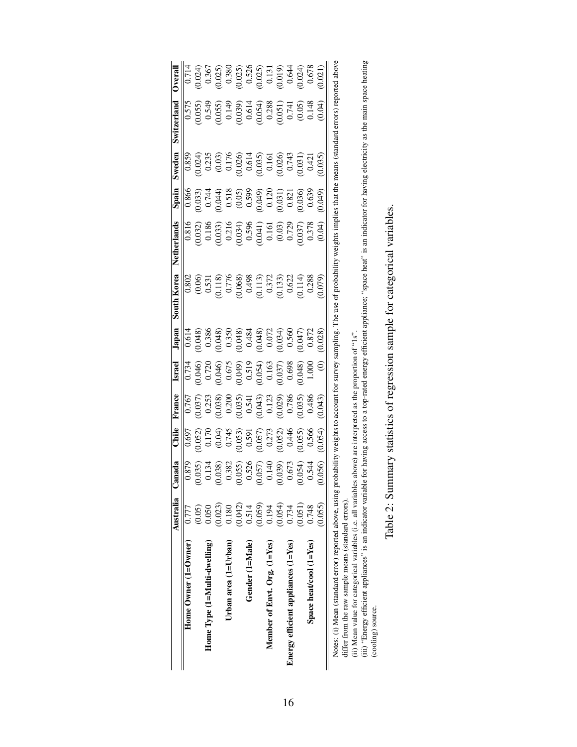| | Australia | Canada | Chile | France | Israel | Japan | South Korea | Netherlands | Spain | Sweden | Switzerland | Overall |
|---|---|---|---|---|---|---|---|---|---|---|---|---|
| **Home Owner (1=Owner)** | 0.777 | 0.879 | 0.697 | 0.767 | 0.734 | 0.614 | 0.802 | 0.816 | 0.866 | 0.859 | 0.575 | 0.714 |
| | (0.05) | (0.035) | (0.052) | (0.037) | (0.046) | (0.048) | (0.06) | (0.032) | (0.033) | (0.024) | (0.055) | (0.024) |
| **Home Type (1=Multi-dwelling)** | 0.050 | 0.134 | 0.170 | 0.253 | 0.720 | 0.386 | 0.531 | 0.186 | 0.744 | 0.235 | 0.549 | 0.367 |
| | (0.023) | (0.038) | (0.04) | (0.038) | (0.046) | (0.048) | (0.118) | (0.033) | (0.044) | (0.03) | (0.055) | (0.025) |
| **Urban area (1=Urban)** | 0.180 | 0.382 | 0.745 | 0.200 | 0.675 | 0.350 | 0.776 | 0.216 | 0.518 | 0.176 | 0.149 | 0.380 |
| | (0.042) | (0.055) | (0.053) | (0.035) | (0.049) | (0.048) | (0.068) | (0.034) | (0.05) | (0.026) | (0.039) | (0.025) |
| **Gender (1=Male)** | 0.514 | 0.526 | 0.591 | 0.541 | 0.519 | 0.484 | 0.498 | 0.596 | 0.599 | 0.614 | 0.614 | 0.526 |
| | (0.059) | (0.057) | (0.057) | (0.043) | (0.054) | (0.048) | (0.113) | (0.041) | (0.049) | (0.035) | (0.054) | (0.025) |
| **Member of Envt. Org. (1=Yes)** | 0.194 | 0.140 | 0.273 | 0.123 | 0.163 | 0.072 | 0.372 | 0.161 | 0.120 | 0.161 | 0.288 | 0.131 |
| | (0.054) | (0.039) | (0.052) | (0.029) | (0.037) | (0.034) | (0.133) | (0.03) | (0.031) | (0.026) | (0.051) | (0.019) |
| **Energy efficient appliances (1=Yes)** | 0.734 | 0.673 | 0.446 | 0.786 | 0.698 | 0.560 | 0.622 | 0.729 | 0.821 | 0.743 | 0.741 | 0.644 |
| | (0.051) | (0.054) | (0.055) | (0.035) | (0.048) | (0.047) | (0.114) | (0.037) | (0.036) | (0.031) | (0.05) | (0.024) |
| **Space heat/cool (1=Yes)** | 0.748 | 0.544 | 0.566 | 0.486 | 1.000 | 0.872 | 0.288 | 0.378 | 0.639 | 0.421 | 0.148 | 0.678 |
| | (0.055) | (0.056) | (0.054) | (0.043) | (0) | (0.028) | (0.079) | (0.04) | (0.049) | (0.035) | (0.04) | (0.021) |

Notes: (i) Mean (standard error) reported above, using probability weights to account for survey sampling. The use of probability weights implies that the means (standard errors) reported above differ from the raw sample means (standard errors).
(ii) Mean value for categorical variables (i.e. all variables above) are interpreted as the proportion of "1s".
(iii) "Energy efficient appliances" is an indicator variable for having access to a top-rated energy efficient appliance; "space heat" is an indicator for having electricity as the main space heating (cooling) source.

Table 2: Summary statistics of regression sample for categorical variables.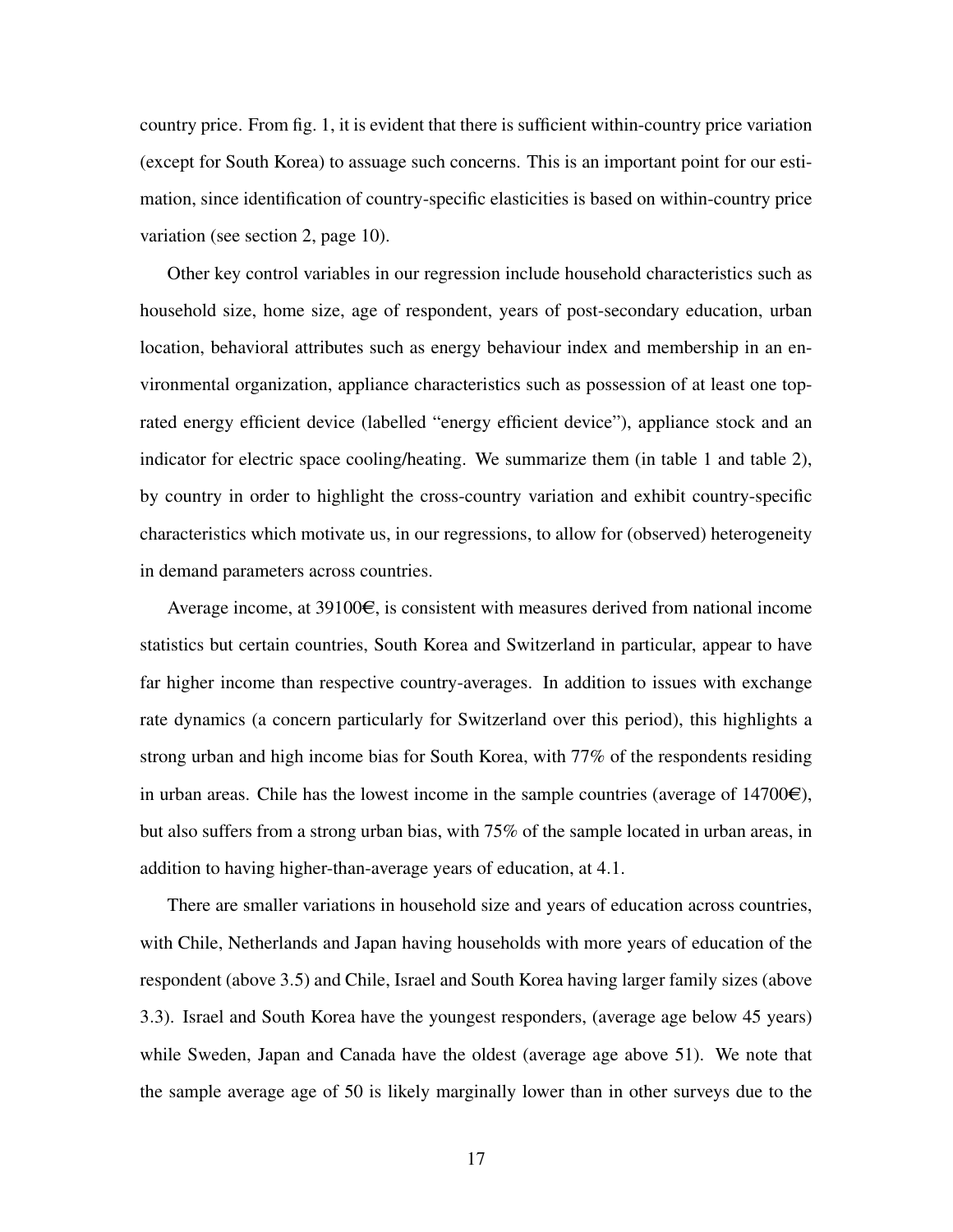country price. From fig. 1, it is evident that there is sufficient within-country price variation (except for South Korea) to assuage such concerns. This is an important point for our estimation, since identification of country-specific elasticities is based on within-country price variation (see section 2, page 10).

Other key control variables in our regression include household characteristics such as household size, home size, age of respondent, years of post-secondary education, urban location, behavioral attributes such as energy behaviour index and membership in an environmental organization, appliance characteristics such as possession of at least one top-rated energy efficient device (labelled "energy efficient device"), appliance stock and an indicator for electric space cooling/heating. We summarize them (in table 1 and table 2), by country in order to highlight the cross-country variation and exhibit country-specific characteristics which motivate us, in our regressions, to allow for (observed) heterogeneity in demand parameters across countries.

Average income, at 39100€, is consistent with measures derived from national income statistics but certain countries, South Korea and Switzerland in particular, appear to have far higher income than respective country-averages. In addition to issues with exchange rate dynamics (a concern particularly for Switzerland over this period), this highlights a strong urban and high income bias for South Korea, with 77% of the respondents residing in urban areas. Chile has the lowest income in the sample countries (average of 14700€), but also suffers from a strong urban bias, with 75% of the sample located in urban areas, in addition to having higher-than-average years of education, at 4.1.

There are smaller variations in household size and years of education across countries, with Chile, Netherlands and Japan having households with more years of education of the respondent (above 3.5) and Chile, Israel and South Korea having larger family sizes (above 3.3). Israel and South Korea have the youngest responders, (average age below 45 years) while Sweden, Japan and Canada have the oldest (average age above 51). We note that the sample average age of 50 is likely marginally lower than in other surveys due to the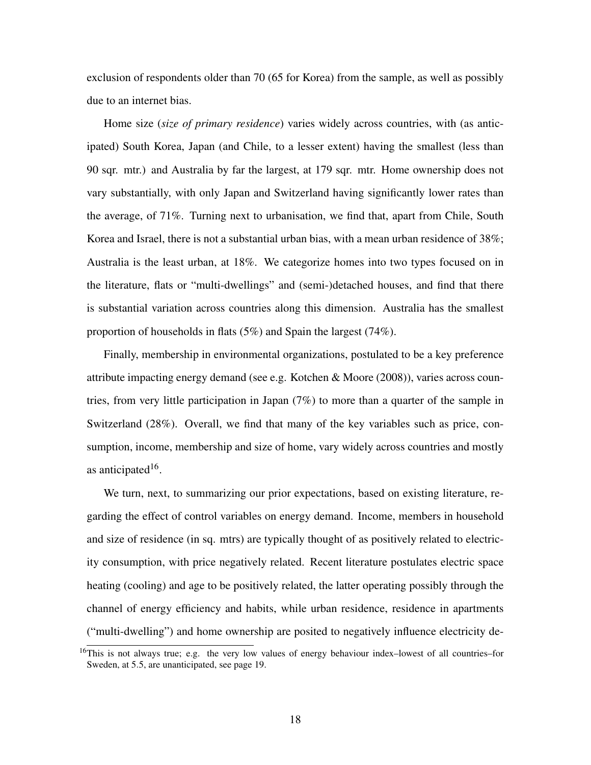exclusion of respondents older than 70 (65 for Korea) from the sample, as well as possibly due to an internet bias.

Home size (*size of primary residence*) varies widely across countries, with (as anticipated) South Korea, Japan (and Chile, to a lesser extent) having the smallest (less than 90 sqr. mtr.) and Australia by far the largest, at 179 sqr. mtr. Home ownership does not vary substantially, with only Japan and Switzerland having significantly lower rates than the average, of 71%. Turning next to urbanisation, we find that, apart from Chile, South Korea and Israel, there is not a substantial urban bias, with a mean urban residence of 38%; Australia is the least urban, at 18%. We categorize homes into two types focused on in the literature, flats or "multi-dwellings" and (semi-)detached houses, and find that there is substantial variation across countries along this dimension. Australia has the smallest proportion of households in flats (5%) and Spain the largest (74%).

Finally, membership in environmental organizations, postulated to be a key preference attribute impacting energy demand (see e.g. Kotchen & Moore (2008)), varies across countries, from very little participation in Japan (7%) to more than a quarter of the sample in Switzerland (28%). Overall, we find that many of the key variables such as price, consumption, income, membership and size of home, vary widely across countries and mostly as anticipated[16].

We turn, next, to summarizing our prior expectations, based on existing literature, regarding the effect of control variables on energy demand. Income, members in household and size of residence (in sq. mtrs) are typically thought of as positively related to electricity consumption, with price negatively related. Recent literature postulates electric space heating (cooling) and age to be positively related, the latter operating possibly through the channel of energy efficiency and habits, while urban residence, residence in apartments ("multi-dwelling") and home ownership are posited to negatively influence electricity de-

[16] This is not always true; e.g. the very low values of energy behaviour index–lowest of all countries–for Sweden, at 5.5, are unanticipated, see page 19.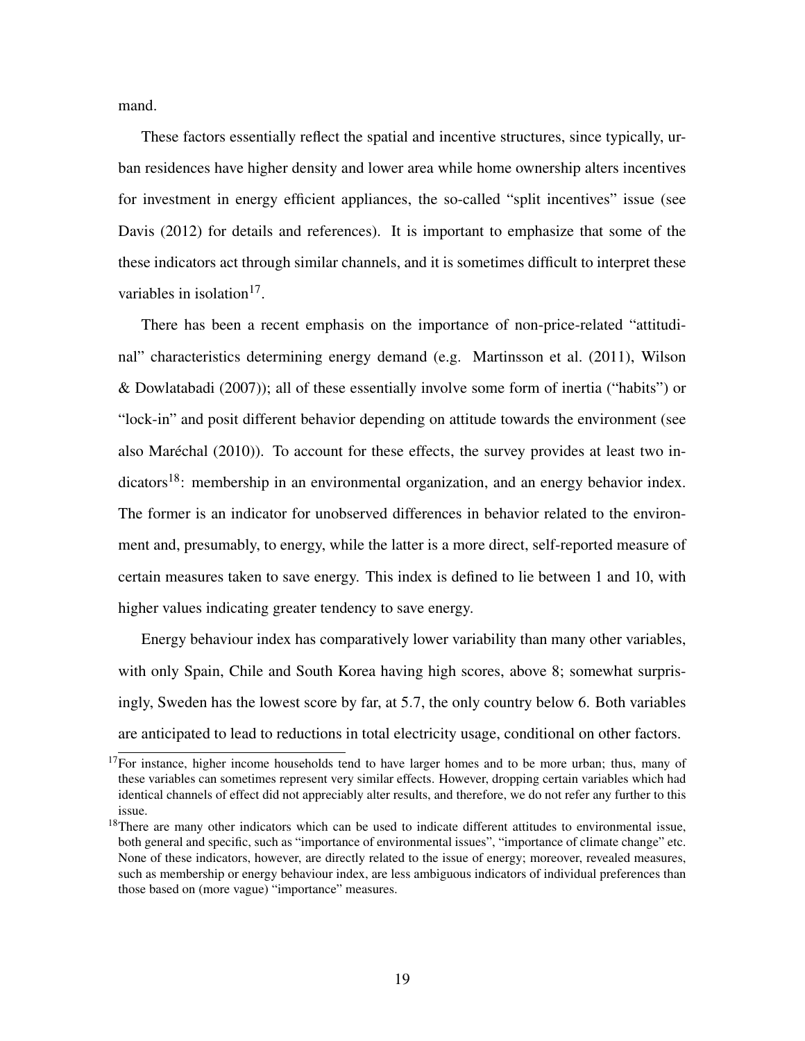mand.

These factors essentially reflect the spatial and incentive structures, since typically, urban residences have higher density and lower area while home ownership alters incentives for investment in energy efficient appliances, the so-called "split incentives" issue (see Davis (2012) for details and references). It is important to emphasize that some of the these indicators act through similar channels, and it is sometimes difficult to interpret these variables in isolation[17].

There has been a recent emphasis on the importance of non-price-related "attitudinal" characteristics determining energy demand (e.g. Martinsson et al. (2011), Wilson & Dowlatabadi (2007)); all of these essentially involve some form of inertia ("habits") or "lock-in" and posit different behavior depending on attitude towards the environment (see also Maréchal (2010)). To account for these effects, the survey provides at least two indicators[18]: membership in an environmental organization, and an energy behavior index. The former is an indicator for unobserved differences in behavior related to the environment and, presumably, to energy, while the latter is a more direct, self-reported measure of certain measures taken to save energy. This index is defined to lie between 1 and 10, with higher values indicating greater tendency to save energy.

Energy behaviour index has comparatively lower variability than many other variables, with only Spain, Chile and South Korea having high scores, above 8; somewhat surprisingly, Sweden has the lowest score by far, at 5.7, the only country below 6. Both variables are anticipated to lead to reductions in total electricity usage, conditional on other factors.

[17] For instance, higher income households tend to have larger homes and to be more urban; thus, many of these variables can sometimes represent very similar effects. However, dropping certain variables which had identical channels of effect did not appreciably alter results, and therefore, we do not refer any further to this issue.

[18] There are many other indicators which can be used to indicate different attitudes to environmental issue, both general and specific, such as "importance of environmental issues", "importance of climate change" etc. None of these indicators, however, are directly related to the issue of energy; moreover, revealed measures, such as membership or energy behaviour index, are less ambiguous indicators of individual preferences than those based on (more vague) "importance" measures.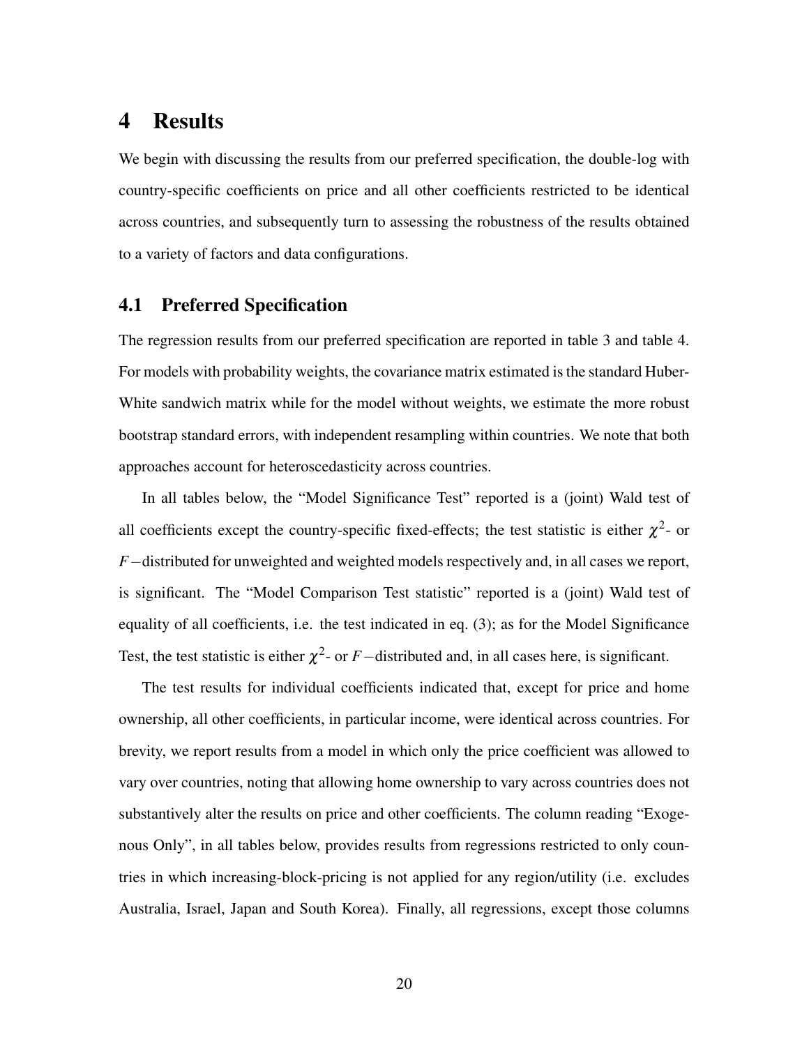# 4 Results

We begin with discussing the results from our preferred specification, the double-log with country-specific coefficients on price and all other coefficients restricted to be identical across countries, and subsequently turn to assessing the robustness of the results obtained to a variety of factors and data configurations.

## 4.1 Preferred Specification

The regression results from our preferred specification are reported in table 3 and table 4. For models with probability weights, the covariance matrix estimated is the standard Huber-White sandwich matrix while for the model without weights, we estimate the more robust bootstrap standard errors, with independent resampling within countries. We note that both approaches account for heteroscedasticity across countries.

In all tables below, the "Model Significance Test" reported is a (joint) Wald test of all coefficients except the country-specific fixed-effects; the test statistic is either $\chi^2$- or $F-$distributed for unweighted and weighted models respectively and, in all cases we report, is significant. The "Model Comparison Test statistic" reported is a (joint) Wald test of equality of all coefficients, i.e. the test indicated in eq. (3); as for the Model Significance Test, the test statistic is either $\chi^2$- or $F-$distributed and, in all cases here, is significant.

The test results for individual coefficients indicated that, except for price and home ownership, all other coefficients, in particular income, were identical across countries. For brevity, we report results from a model in which only the price coefficient was allowed to vary over countries, noting that allowing home ownership to vary across countries does not substantively alter the results on price and other coefficients. The column reading "Exogenous Only", in all tables below, provides results from regressions restricted to only countries in which increasing-block-pricing is not applied for any region/utility (i.e. excludes Australia, Israel, Japan and South Korea). Finally, all regressions, except those columns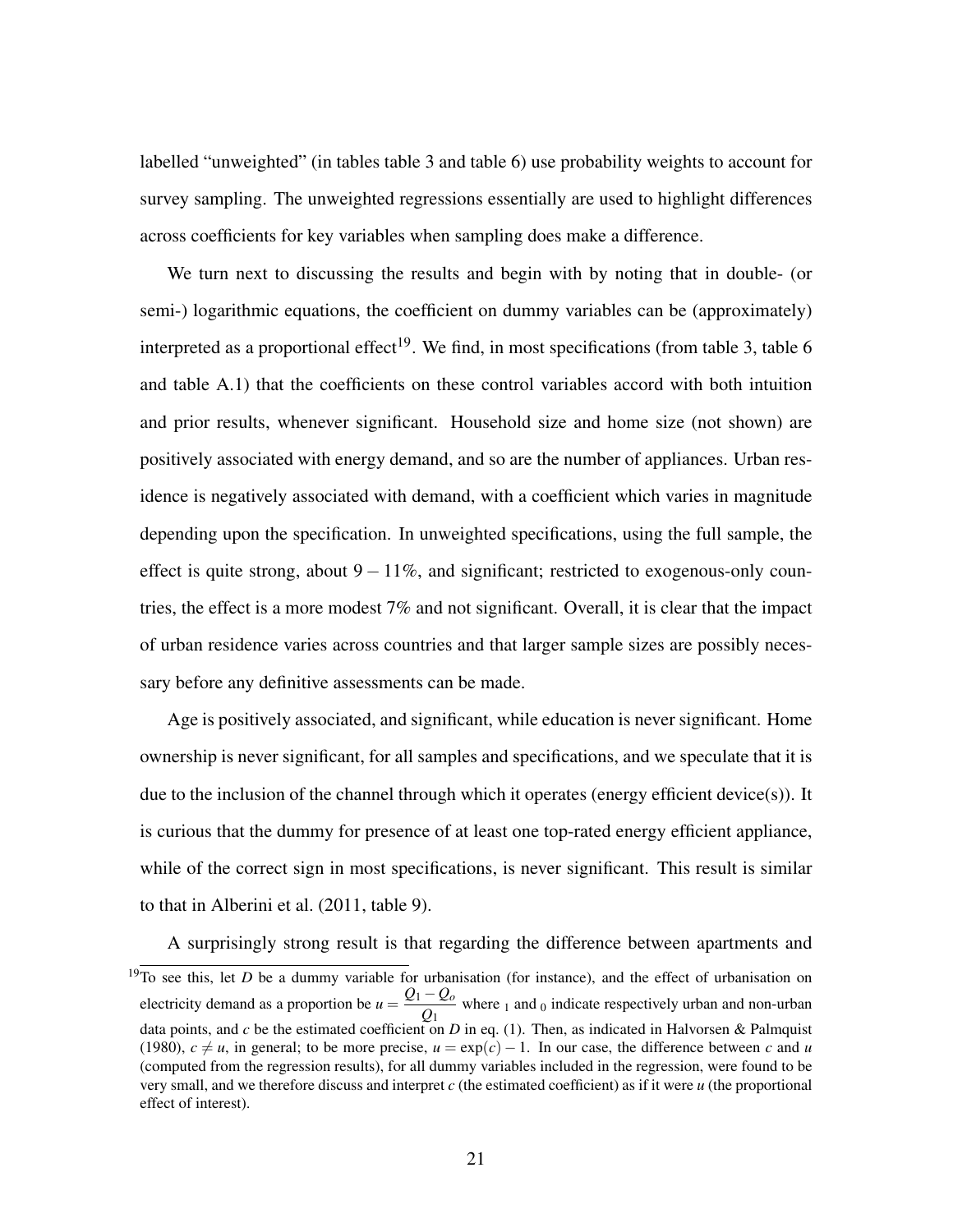labelled "unweighted" (in tables table 3 and table 6) use probability weights to account for survey sampling. The unweighted regressions essentially are used to highlight differences across coefficients for key variables when sampling does make a difference.

We turn next to discussing the results and begin with by noting that in double- (or semi-) logarithmic equations, the coefficient on dummy variables can be (approximately) interpreted as a proportional effect[19]. We find, in most specifications (from table 3, table 6 and table A.1) that the coefficients on these control variables accord with both intuition and prior results, whenever significant. Household size and home size (not shown) are positively associated with energy demand, and so are the number of appliances. Urban residence is negatively associated with demand, with a coefficient which varies in magnitude depending upon the specification. In unweighted specifications, using the full sample, the effect is quite strong, about $9-11\%$, and significant; restricted to exogenous-only countries, the effect is a more modest 7% and not significant. Overall, it is clear that the impact of urban residence varies across countries and that larger sample sizes are possibly necessary before any definitive assessments can be made.

Age is positively associated, and significant, while education is never significant. Home ownership is never significant, for all samples and specifications, and we speculate that it is due to the inclusion of the channel through which it operates (energy efficient device(s)). It is curious that the dummy for presence of at least one top-rated energy efficient appliance, while of the correct sign in most specifications, is never significant. This result is similar to that in Alberini et al. (2011, table 9).

A surprisingly strong result is that regarding the difference between apartments and

[19] To see this, let $D$ be a dummy variable for urbanisation (for instance), and the effect of urbanisation on electricity demand as a proportion be $u = \dfrac{Q_1 - Q_o}{Q_1}$ where $_1$ and $_0$ indicate respectively urban and non-urban data points, and $c$ be the estimated coefficient on $D$ in eq. (1). Then, as indicated in Halvorsen & Palmquist (1980), $c \neq u$, in general; to be more precise, $u = \exp(c) - 1$. In our case, the difference between $c$ and $u$ (computed from the regression results), for all dummy variables included in the regression, were found to be very small, and we therefore discuss and interpret $c$ (the estimated coefficient) as if it were $u$ (the proportional effect of interest).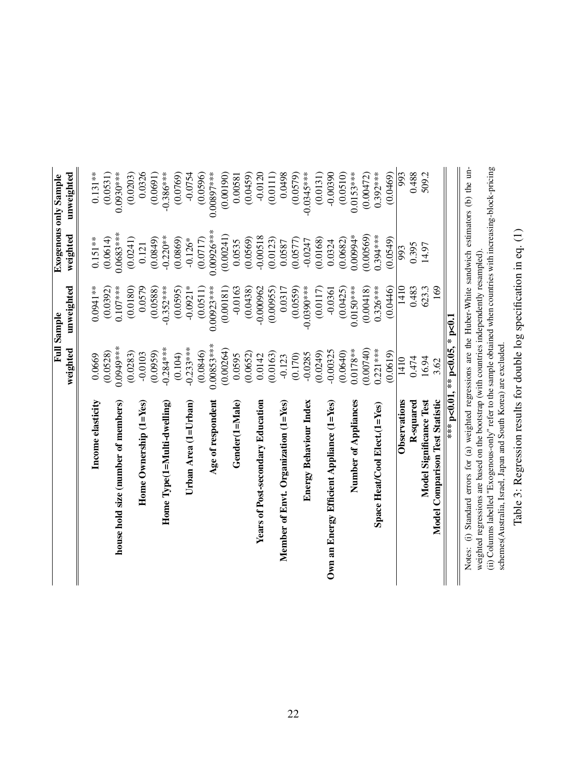| | Full Sample | | Exogenous only Sample | |
|---|---|---|---|---|
| | weighted | unweighted | weighted | unweighted |
| **Income elasticity** | 0.0669 | 0.0941** | 0.151** | 0.131** |
| | (0.0528) | (0.0392) | (0.0614) | (0.0531) |
| **house hold size (number of members)** | 0.0949*** | 0.107*** | 0.0683*** | 0.0930*** |
| | (0.0283) | (0.0180) | (0.0241) | (0.0203) |
| **Home Ownership (1=Yes)** | -0.0103 | 0.0579 | 0.121 | 0.0326 |
| | (0.0959) | (0.0588) | (0.0849) | (0.0691) |
| **Home Type(1=Multi-dwelling)** | -0.284*** | -0.352*** | -0.220** | -0.386*** |
| | (0.104) | (0.0595) | (0.0869) | (0.0769) |
| **Urban Area (1=Urban)** | -0.233*** | -0.0921* | -0.126* | -0.0754 |
| | (0.0846) | (0.0511) | (0.0717) | (0.0596) |
| **Age of respondent** | 0.00853*** | 0.00923*** | 0.00926*** | 0.00897*** |
| | (0.00264) | (0.00181) | (0.00241) | (0.00190) |
| **Gender(1=Male)** | 0.0595 | -0.0163 | 0.0535 | 0.00581 |
| | (0.0652) | (0.0438) | (0.0569) | (0.0459) |
| **Years of Post-secondary Education** | 0.0142 | -0.000962 | -0.00518 | -0.0120 |
| | (0.0163) | (0.00955) | (0.0123) | (0.0111) |
| **Member of Envt. Organization (1=Yes)** | -0.123 | 0.0317 | 0.0587 | 0.0498 |
| | (0.170) | (0.0559) | (0.0577) | (0.0579) |
| **Energy Behaviour Index** | -0.0285 | -0.0390*** | -0.0247 | -0.0345*** |
| | (0.0249) | (0.0117) | (0.0168) | (0.0131) |
| **Own an Energy Efficient Appliance (1=Yes)** | -0.00325 | -0.0361 | 0.0324 | -0.00390 |
| | (0.0640) | (0.0425) | (0.0682) | (0.0510) |
| **Number of Appliances** | 0.0178** | 0.0150*** | 0.00994* | 0.0153*** |
| | (0.00740) | (0.00418) | (0.00569) | (0.00472) |
| **Space Heat/Cool Elect.(1=Yes)** | 0.221*** | 0.326*** | 0.394*** | 0.392*** |
| | (0.0619) | (0.0446) | (0.0549) | (0.0469) |
| **Observations** | 1410 | 1410 | 993 | 993 |
| **R-squared** | 0.474 | 0.483 | 0.395 | 0.488 |
| **Model Significance Test** | 16.94 | 623.3 | 14.97 | 509.2 |
| **Model Comparison Test Statistic** | 3.62 | 169 | | |

*** p<0.01, ** p<0.05, * p<0.1

Notes: (i) Standard errors for (a) weighted regressions are the Huber-White sandwich estimators (b) the unweighted regressions are based on the bootstrap (with countries independently resampled).
(ii) Columns labelled "Exogenous-only" refer to the sample obtained when countries with increasing-block-pricing schemes(Australia, Israel, Japan and South Korea) are excluded.

Table 3: Regression results for double log specification in eq. (1)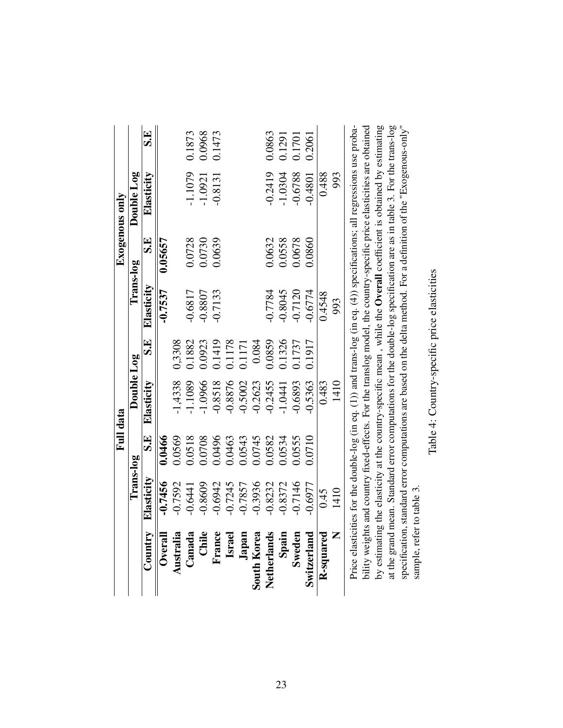| | Full data | | | | Exogenous only | | | |
|---|---|---|---|---|---|---|---|---|
| | Trans-log | | Double Log | | Trans-log | | Double Log | |
| **Country** | **Elasticity** | **S.E** | **Elasticity** | **S.E** | **Elasticity** | **S.E** | **Elasticity** | **S.E** |
| **Overall** | **-0.7456** | **0.0466** | | | **-0.7537** | **0.05657** | | |
| **Australia** | -0.7592 | 0.0569 | -1,4338 | 0,3308 | | | | |
| **Canada** | -0.6441 | 0.0518 | -1.1089 | 0.1882 | -0.6817 | 0.0728 | -1.1079 | 0.1873 |
| **Chile** | -0.8609 | 0.0708 | -1.0966 | 0.0923 | -0.8807 | 0.0730 | -1.0921 | 0.0968 |
| **France** | -0.6942 | 0.0496 | -0.8518 | 0.1419 | -0.7133 | 0.0639 | -0.8131 | 0.1473 |
| **Israel** | -0.7245 | 0.0463 | -0.8876 | 0.1178 | | | | |
| **Japan** | -0.7857 | 0.0543 | -0.5002 | 0.1171 | | | | |
| **South Korea** | -0.3936 | 0.0745 | -0.2623 | 0.084 | | | | |
| **Netherlands** | -0.8232 | 0.0582 | -0.2455 | 0.0859 | -0.7784 | 0.0632 | -0.2419 | 0.0863 |
| **Spain** | -0.8372 | 0.0534 | -1.0441 | 0.1326 | -0.8045 | 0.0558 | -1.0304 | 0.1291 |
| **Sweden** | -0.7146 | 0.0555 | -0.6893 | 0.1737 | -0.7120 | 0.0678 | -0.6788 | 0.1701 |
| **Switzerland** | -0.6977 | 0.0710 | -0.5363 | 0.1917 | -0.6774 | 0.0860 | -0.4801 | 0.2061 |
| **R-squared** | 0.45 | | 0.483 | | 0.4548 | | 0.488 | |
| **N** | 1410 | | 1410 | | 993 | | 993 | |

Price elasticities for the double-log (in eq. (1)) and trans-log (in eq. (4)) specifications; all regressions use probability weights and country fixed-effects. For the translog model, the country-specific price elasticities are obtained by estimating the elasticity at the country-specific mean , while the **Overall** coefficient is obtained by estimating at the grand mean. Standard error computations for the double-log specification are as in table 3. For the trans-log specification, standard error computations are based on the delta method. For a definition of the "Exogenous-only" sample, refer to table 3.

Table 4: Country-specific price elasticities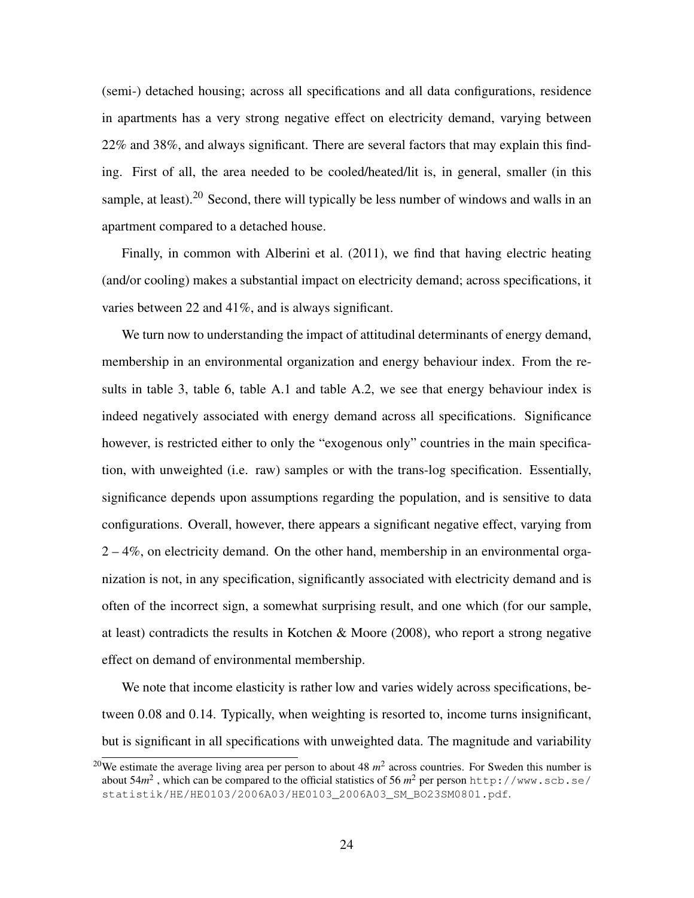(semi-) detached housing; across all specifications and all data configurations, residence in apartments has a very strong negative effect on electricity demand, varying between 22% and 38%, and always significant. There are several factors that may explain this finding. First of all, the area needed to be cooled/heated/lit is, in general, smaller (in this sample, at least).[20] Second, there will typically be less number of windows and walls in an apartment compared to a detached house.

Finally, in common with Alberini et al. (2011), we find that having electric heating (and/or cooling) makes a substantial impact on electricity demand; across specifications, it varies between 22 and 41%, and is always significant.

We turn now to understanding the impact of attitudinal determinants of energy demand, membership in an environmental organization and energy behaviour index. From the results in table 3, table 6, table A.1 and table A.2, we see that energy behaviour index is indeed negatively associated with energy demand across all specifications. Significance however, is restricted either to only the "exogenous only" countries in the main specification, with unweighted (i.e. raw) samples or with the trans-log specification. Essentially, significance depends upon assumptions regarding the population, and is sensitive to data configurations. Overall, however, there appears a significant negative effect, varying from 2 – 4%, on electricity demand. On the other hand, membership in an environmental organization is not, in any specification, significantly associated with electricity demand and is often of the incorrect sign, a somewhat surprising result, and one which (for our sample, at least) contradicts the results in Kotchen & Moore (2008), who report a strong negative effect on demand of environmental membership.

We note that income elasticity is rather low and varies widely across specifications, between 0.08 and 0.14. Typically, when weighting is resorted to, income turns insignificant, but is significant in all specifications with unweighted data. The magnitude and variability

[20] We estimate the average living area per person to about 48 $m^2$ across countries. For Sweden this number is about 54$m^2$ , which can be compared to the official statistics of 56 $m^2$ per person `http://www.scb.se/statistik/HE/HE0103/2006A03/HE0103_2006A03_SM_BO23SM0801.pdf`.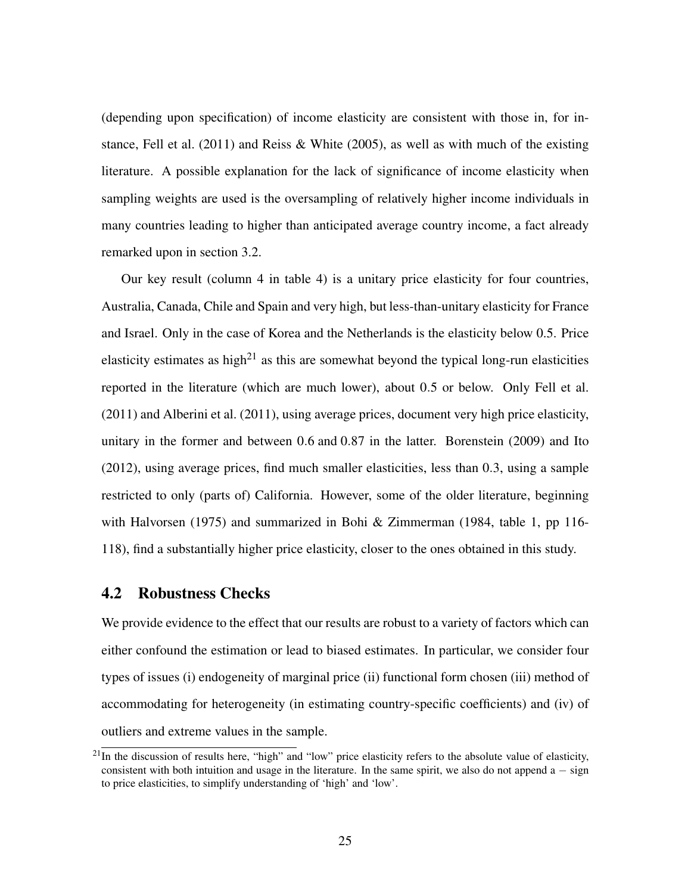(depending upon specification) of income elasticity are consistent with those in, for instance, Fell et al. (2011) and Reiss & White (2005), as well as with much of the existing literature. A possible explanation for the lack of significance of income elasticity when sampling weights are used is the oversampling of relatively higher income individuals in many countries leading to higher than anticipated average country income, a fact already remarked upon in section 3.2.

Our key result (column 4 in table 4) is a unitary price elasticity for four countries, Australia, Canada, Chile and Spain and very high, but less-than-unitary elasticity for France and Israel. Only in the case of Korea and the Netherlands is the elasticity below 0.5. Price elasticity estimates as high[21] as this are somewhat beyond the typical long-run elasticities reported in the literature (which are much lower), about 0.5 or below. Only Fell et al. (2011) and Alberini et al. (2011), using average prices, document very high price elasticity, unitary in the former and between 0.6 and 0.87 in the latter. Borenstein (2009) and Ito (2012), using average prices, find much smaller elasticities, less than 0.3, using a sample restricted to only (parts of) California. However, some of the older literature, beginning with Halvorsen (1975) and summarized in Bohi & Zimmerman (1984, table 1, pp 116-118), find a substantially higher price elasticity, closer to the ones obtained in this study.

## 4.2 Robustness Checks

We provide evidence to the effect that our results are robust to a variety of factors which can either confound the estimation or lead to biased estimates. In particular, we consider four types of issues (i) endogeneity of marginal price (ii) functional form chosen (iii) method of accommodating for heterogeneity (in estimating country-specific coefficients) and (iv) of outliers and extreme values in the sample.

[21] In the discussion of results here, "high" and "low" price elasticity refers to the absolute value of elasticity, consistent with both intuition and usage in the literature. In the same spirit, we also do not append a $-$ sign to price elasticities, to simplify understanding of 'high' and 'low'.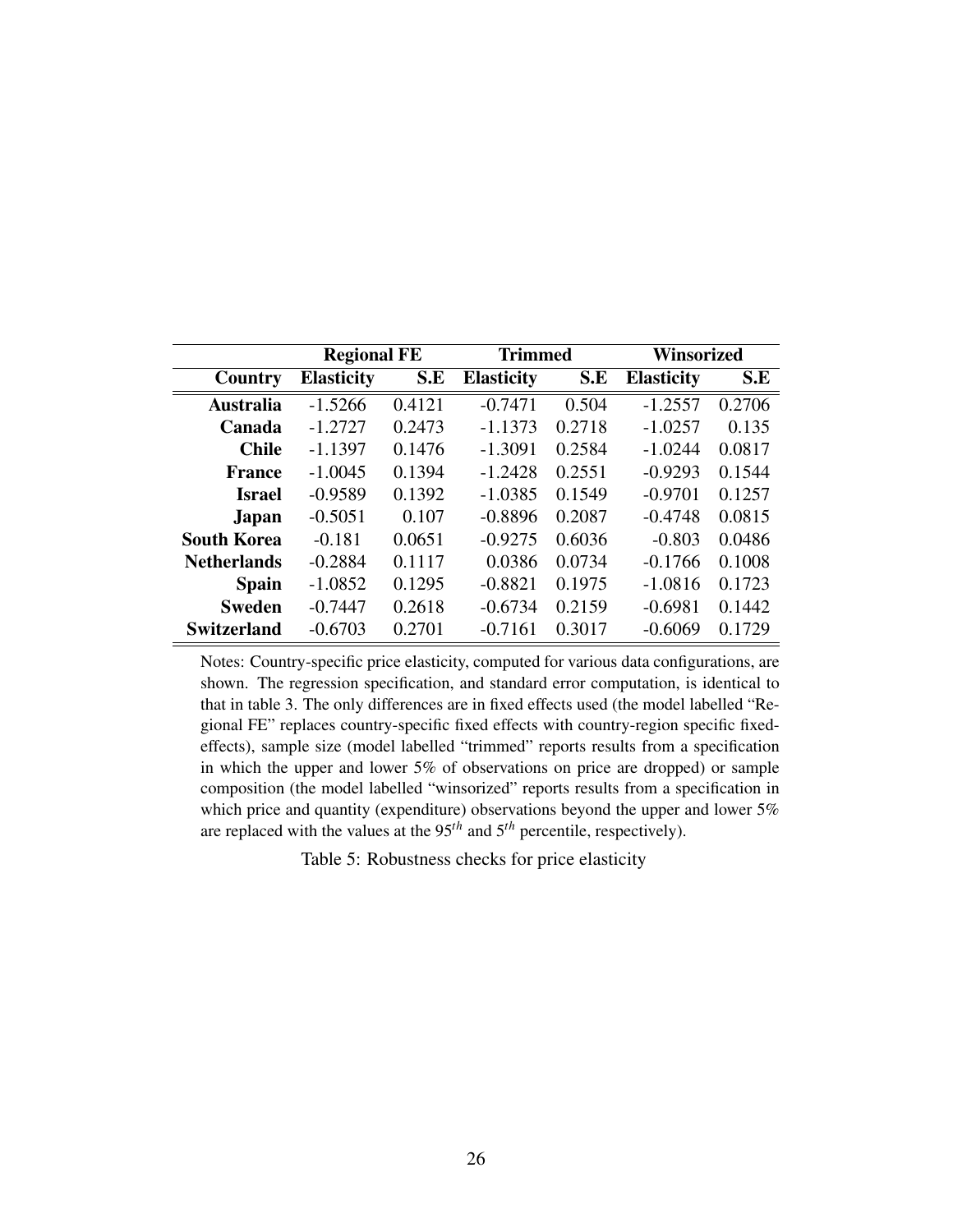| | Regional FE | | Trimmed | | Winsorized | |
|---|---|---|---|---|---|---|
| **Country** | **Elasticity** | **S.E** | **Elasticity** | **S.E** | **Elasticity** | **S.E** |
| **Australia** | -1.5266 | 0.4121 | -0.7471 | 0.504 | -1.2557 | 0.2706 |
| **Canada** | -1.2727 | 0.2473 | -1.1373 | 0.2718 | -1.0257 | 0.135 |
| **Chile** | -1.1397 | 0.1476 | -1.3091 | 0.2584 | -1.0244 | 0.0817 |
| **France** | -1.0045 | 0.1394 | -1.2428 | 0.2551 | -0.9293 | 0.1544 |
| **Israel** | -0.9589 | 0.1392 | -1.0385 | 0.1549 | -0.9701 | 0.1257 |
| **Japan** | -0.5051 | 0.107 | -0.8896 | 0.2087 | -0.4748 | 0.0815 |
| **South Korea** | -0.181 | 0.0651 | -0.9275 | 0.6036 | -0.803 | 0.0486 |
| **Netherlands** | -0.2884 | 0.1117 | 0.0386 | 0.0734 | -0.1766 | 0.1008 |
| **Spain** | -1.0852 | 0.1295 | -0.8821 | 0.1975 | -1.0816 | 0.1723 |
| **Sweden** | -0.7447 | 0.2618 | -0.6734 | 0.2159 | -0.6981 | 0.1442 |
| **Switzerland** | -0.6703 | 0.2701 | -0.7161 | 0.3017 | -0.6069 | 0.1729 |

Notes: Country-specific price elasticity, computed for various data configurations, are shown. The regression specification, and standard error computation, is identical to that in table 3. The only differences are in fixed effects used (the model labelled "Regional FE" replaces country-specific fixed effects with country-region specific fixed-effects), sample size (model labelled "trimmed" reports results from a specification in which the upper and lower 5% of observations on price are dropped) or sample composition (the model labelled "winsorized" reports results from a specification in which price and quantity (expenditure) observations beyond the upper and lower 5% are replaced with the values at the $95^{th}$ and $5^{th}$ percentile, respectively).

Table 5: Robustness checks for price elasticity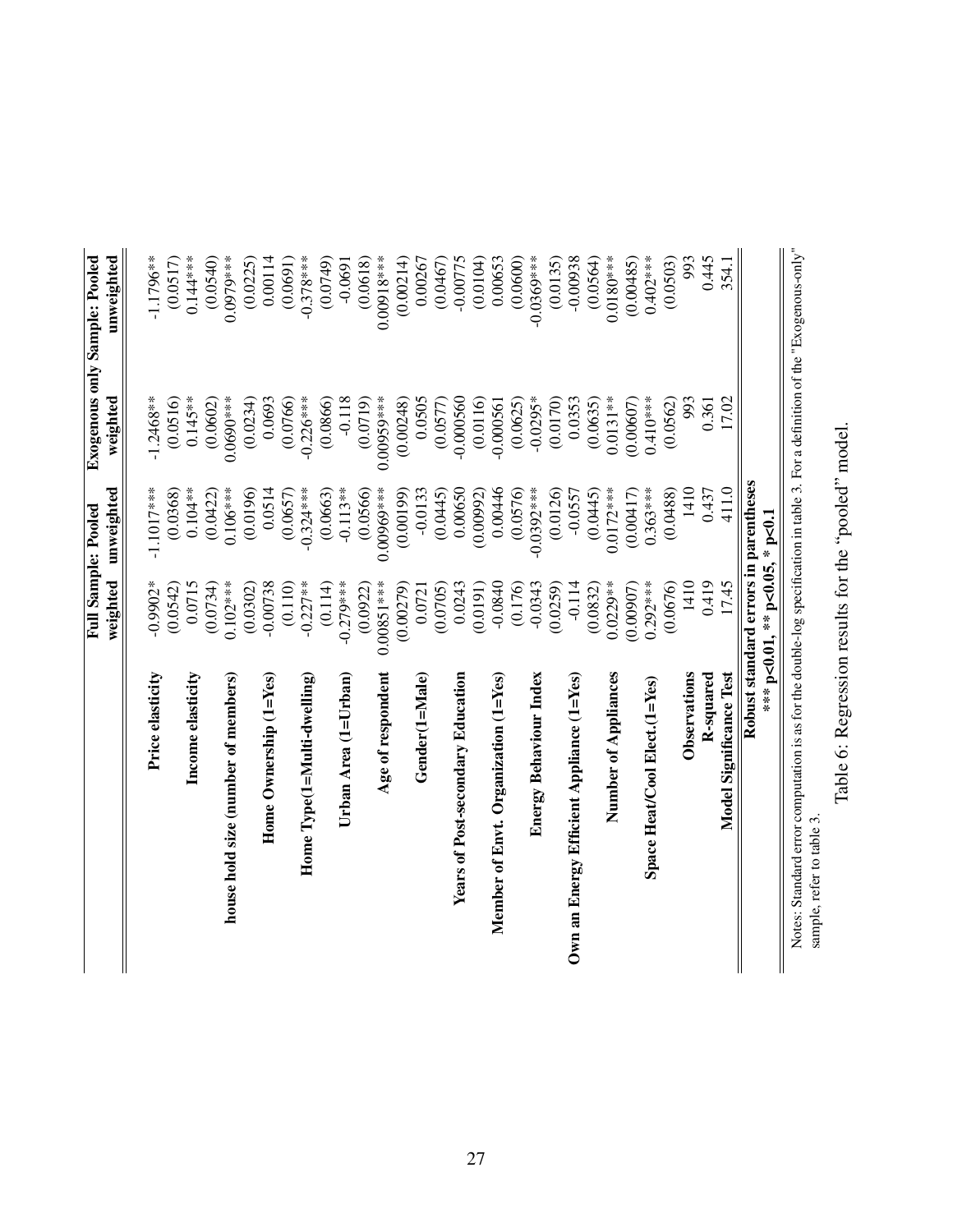| | Full Sample: Pooled | | Exogenous only Sample: Pooled | |
|---|---|---|---|---|
| | weighted | unweighted | weighted | unweighted |
| **Price elasticity** | -0.9902* | -1.1017*** | -1.2468** | -1.1796** |
| | (0.0542) | (0.0368) | (0.0516) | (0.0517) |
| **Income elasticity** | 0.0715 | 0.104** | 0.145** | 0.144*** |
| | (0.0734) | (0.0422) | (0.0602) | (0.0540) |
| **house hold size (number of members)** | 0.102*** | 0.106*** | 0.0690*** | 0.0979*** |
| | (0.0302) | (0.0196) | (0.0234) | (0.0225) |
| **Home Ownership (1=Yes)** | -0.00738 | 0.0514 | 0.0693 | 0.00114 |
| | (0.110) | (0.0657) | (0.0766) | (0.0691) |
| **Home Type(1=Multi-dwelling)** | -0.227** | -0.324*** | -0.226*** | -0.378*** |
| | (0.114) | (0.0663) | (0.0866) | (0.0749) |
| **Urban Area (1=Urban)** | -0.279*** | -0.113** | -0.118 | -0.0691 |
| | (0.0922) | (0.0566) | (0.0719) | (0.0618) |
| **Age of respondent** | 0.00851*** | 0.00969*** | 0.00959*** | 0.00918*** |
| | (0.00279) | (0.00199) | (0.00248) | (0.00214) |
| **Gender(1=Male)** | 0.0721 | -0.0133 | 0.0505 | 0.00267 |
| | (0.0705) | (0.0445) | (0.0577) | (0.0467) |
| **Years of Post-secondary Education** | 0.0243 | 0.00650 | -0.000560 | -0.00775 |
| | (0.0191) | (0.00992) | (0.0116) | (0.0104) |
| **Member of Envt. Organization (1=Yes)** | -0.0840 | 0.00446 | -0.000561 | 0.00653 |
| | (0.176) | (0.0576) | (0.0625) | (0.0600) |
| **Energy Behaviour Index** | -0.0343 | -0.0392*** | -0.0295* | -0.0369*** |
| | (0.0259) | (0.0126) | (0.0170) | (0.0135) |
| **Own an Energy Efficient Appliance (1=Yes)** | -0.114 | -0.0557 | 0.0353 | -0.00938 |
| | (0.0832) | (0.0445) | (0.0635) | (0.0564) |
| **Number of Appliances** | 0.0229** | 0.0172*** | 0.0131** | 0.0180*** |
| | (0.00907) | (0.00417) | (0.00607) | (0.00485) |
| **Space Heat/Cool Elect.(1=Yes)** | 0.292*** | 0.363*** | 0.410*** | 0.402*** |
| | (0.0676) | (0.0488) | (0.0562) | (0.0503) |
| **Observations** | 1410 | 1410 | 993 | 993 |
| **R-squared** | 0.419 | 0.437 | 0.361 | 0.445 |
| **Model Significance Test** | 17.45 | 411.0 | 17.02 | 354.1 |

**Robust standard errors in parentheses**
**\*\*\* p<0.01, \*\* p<0.05, \* p<0.1**

Notes: Standard error computation is as for the double-log specification in table 3. For a definition of the "Exogenous-only" sample, refer to table 3.

Table 6: Regression results for the "pooled" model.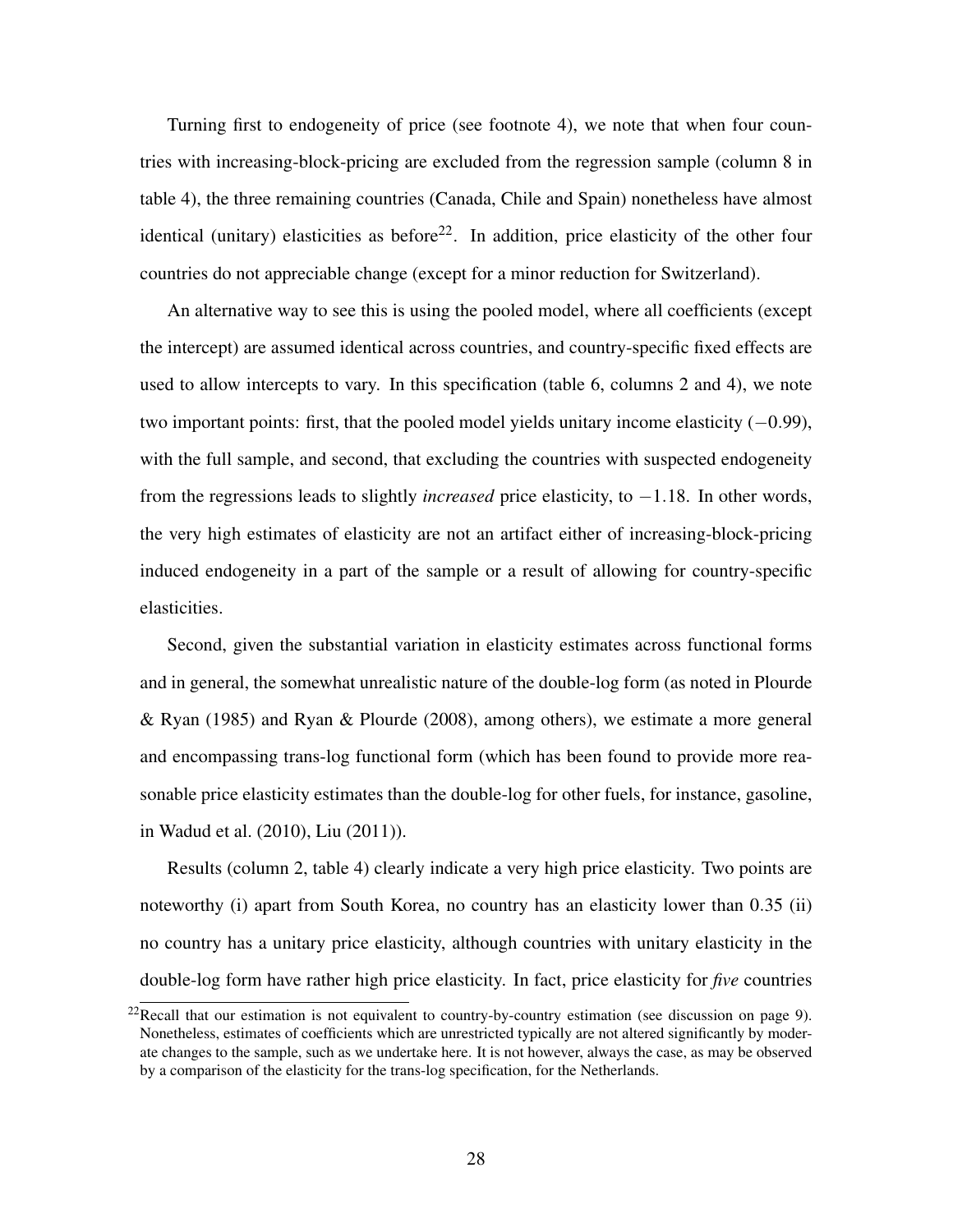Turning first to endogeneity of price (see footnote 4), we note that when four countries with increasing-block-pricing are excluded from the regression sample (column 8 in table 4), the three remaining countries (Canada, Chile and Spain) nonetheless have almost identical (unitary) elasticities as before[22]. In addition, price elasticity of the other four countries do not appreciable change (except for a minor reduction for Switzerland).

An alternative way to see this is using the pooled model, where all coefficients (except the intercept) are assumed identical across countries, and country-specific fixed effects are used to allow intercepts to vary. In this specification (table 6, columns 2 and 4), we note two important points: first, that the pooled model yields unitary income elasticity ($-0.99$), with the full sample, and second, that excluding the countries with suspected endogeneity from the regressions leads to slightly *increased* price elasticity, to $-1.18$. In other words, the very high estimates of elasticity are not an artifact either of increasing-block-pricing induced endogeneity in a part of the sample or a result of allowing for country-specific elasticities.

Second, given the substantial variation in elasticity estimates across functional forms and in general, the somewhat unrealistic nature of the double-log form (as noted in Plourde & Ryan (1985) and Ryan & Plourde (2008), among others), we estimate a more general and encompassing trans-log functional form (which has been found to provide more reasonable price elasticity estimates than the double-log for other fuels, for instance, gasoline, in Wadud et al. (2010), Liu (2011)).

Results (column 2, table 4) clearly indicate a very high price elasticity. Two points are noteworthy (i) apart from South Korea, no country has an elasticity lower than 0.35 (ii) no country has a unitary price elasticity, although countries with unitary elasticity in the double-log form have rather high price elasticity. In fact, price elasticity for *five* countries

[22] Recall that our estimation is not equivalent to country-by-country estimation (see discussion on page 9). Nonetheless, estimates of coefficients which are unrestricted typically are not altered significantly by moderate changes to the sample, such as we undertake here. It is not however, always the case, as may be observed by a comparison of the elasticity for the trans-log specification, for the Netherlands.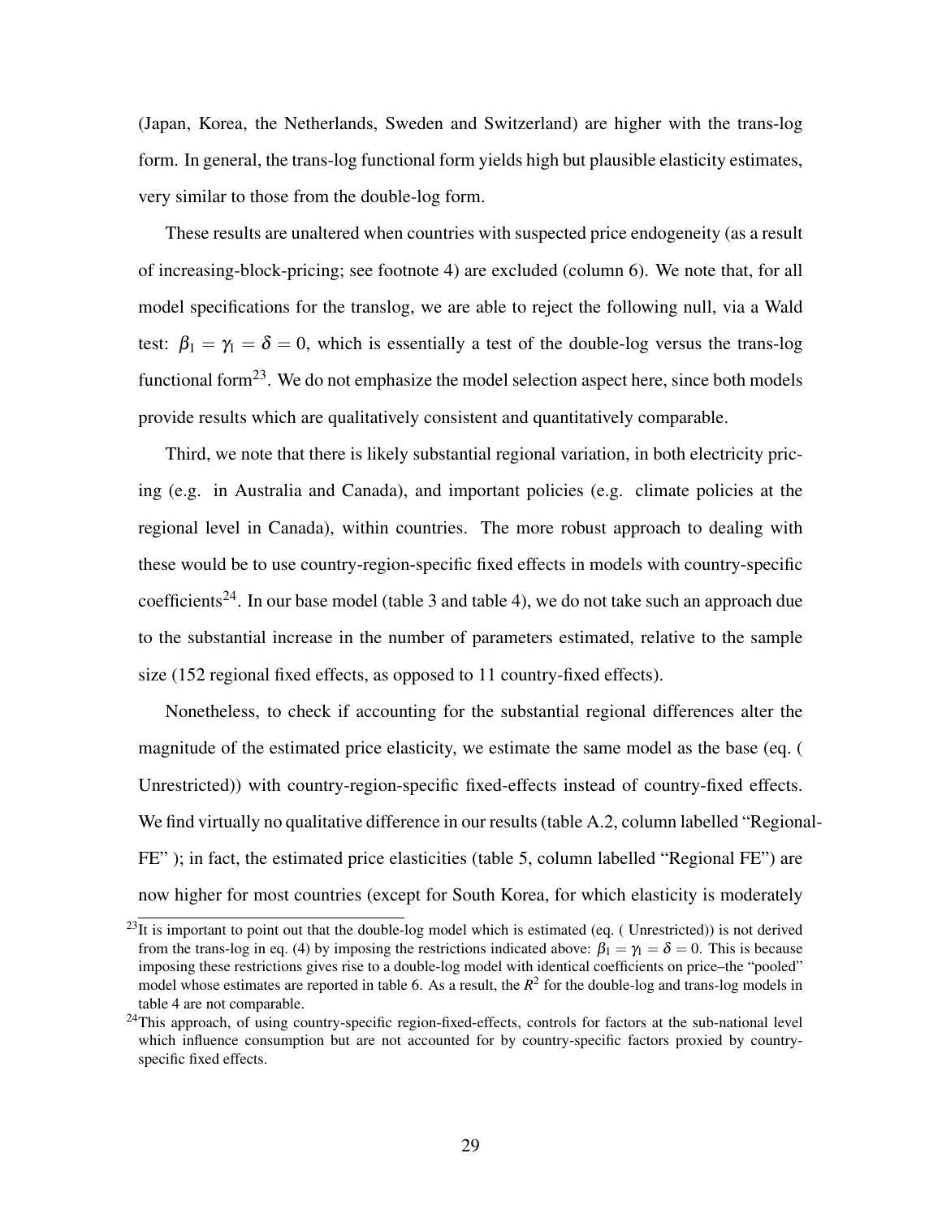(Japan, Korea, the Netherlands, Sweden and Switzerland) are higher with the trans-log form. In general, the trans-log functional form yields high but plausible elasticity estimates, very similar to those from the double-log form.

These results are unaltered when countries with suspected price endogeneity (as a result of increasing-block-pricing; see footnote 4) are excluded (column 6). We note that, for all model specifications for the translog, we are able to reject the following null, via a Wald test: $\beta_1 = \gamma_1 = \delta = 0$, which is essentially a test of the double-log versus the trans-log functional form[23]. We do not emphasize the model selection aspect here, since both models provide results which are qualitatively consistent and quantitatively comparable.

Third, we note that there is likely substantial regional variation, in both electricity pricing (e.g. in Australia and Canada), and important policies (e.g. climate policies at the regional level in Canada), within countries. The more robust approach to dealing with these would be to use country-region-specific fixed effects in models with country-specific coefficients[24]. In our base model (table 3 and table 4), we do not take such an approach due to the substantial increase in the number of parameters estimated, relative to the sample size (152 regional fixed effects, as opposed to 11 country-fixed effects).

Nonetheless, to check if accounting for the substantial regional differences alter the magnitude of the estimated price elasticity, we estimate the same model as the base (eq. ( Unrestricted)) with country-region-specific fixed-effects instead of country-fixed effects. We find virtually no qualitative difference in our results (table A.2, column labelled "Regional-FE" ); in fact, the estimated price elasticities (table 5, column labelled "Regional FE") are now higher for most countries (except for South Korea, for which elasticity is moderately

[23] It is important to point out that the double-log model which is estimated (eq. ( Unrestricted)) is not derived from the trans-log in eq. (4) by imposing the restrictions indicated above: $\beta_1 = \gamma_1 = \delta = 0$. This is because imposing these restrictions gives rise to a double-log model with identical coefficients on price–the "pooled" model whose estimates are reported in table 6. As a result, the $R^2$ for the double-log and trans-log models in table 4 are not comparable.

[24] This approach, of using country-specific region-fixed-effects, controls for factors at the sub-national level which influence consumption but are not accounted for by country-specific factors proxied by country-specific fixed effects.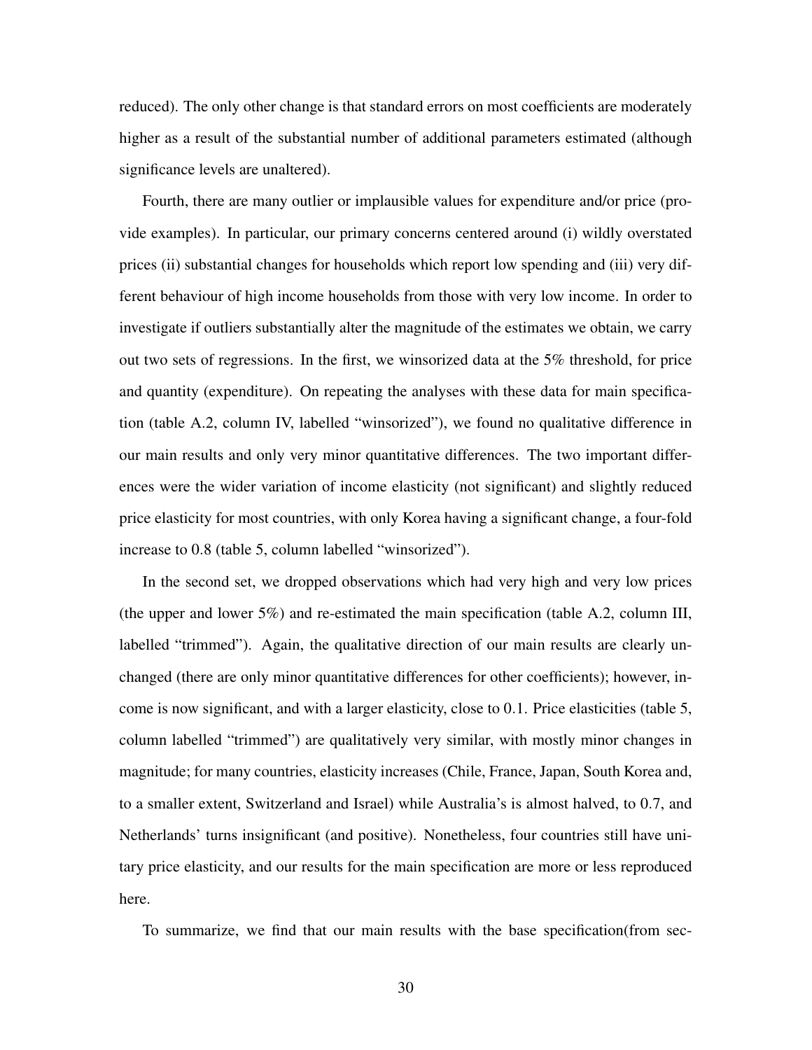reduced). The only other change is that standard errors on most coefficients are moderately higher as a result of the substantial number of additional parameters estimated (although significance levels are unaltered).

Fourth, there are many outlier or implausible values for expenditure and/or price (provide examples). In particular, our primary concerns centered around (i) wildly overstated prices (ii) substantial changes for households which report low spending and (iii) very different behaviour of high income households from those with very low income. In order to investigate if outliers substantially alter the magnitude of the estimates we obtain, we carry out two sets of regressions. In the first, we winsorized data at the 5% threshold, for price and quantity (expenditure). On repeating the analyses with these data for main specification (table A.2, column IV, labelled "winsorized"), we found no qualitative difference in our main results and only very minor quantitative differences. The two important differences were the wider variation of income elasticity (not significant) and slightly reduced price elasticity for most countries, with only Korea having a significant change, a four-fold increase to 0.8 (table 5, column labelled "winsorized").

In the second set, we dropped observations which had very high and very low prices (the upper and lower 5%) and re-estimated the main specification (table A.2, column III, labelled "trimmed"). Again, the qualitative direction of our main results are clearly unchanged (there are only minor quantitative differences for other coefficients); however, income is now significant, and with a larger elasticity, close to 0.1. Price elasticities (table 5, column labelled "trimmed") are qualitatively very similar, with mostly minor changes in magnitude; for many countries, elasticity increases (Chile, France, Japan, South Korea and, to a smaller extent, Switzerland and Israel) while Australia's is almost halved, to 0.7, and Netherlands' turns insignificant (and positive). Nonetheless, four countries still have unitary price elasticity, and our results for the main specification are more or less reproduced here.

To summarize, we find that our main results with the base specification(from sec-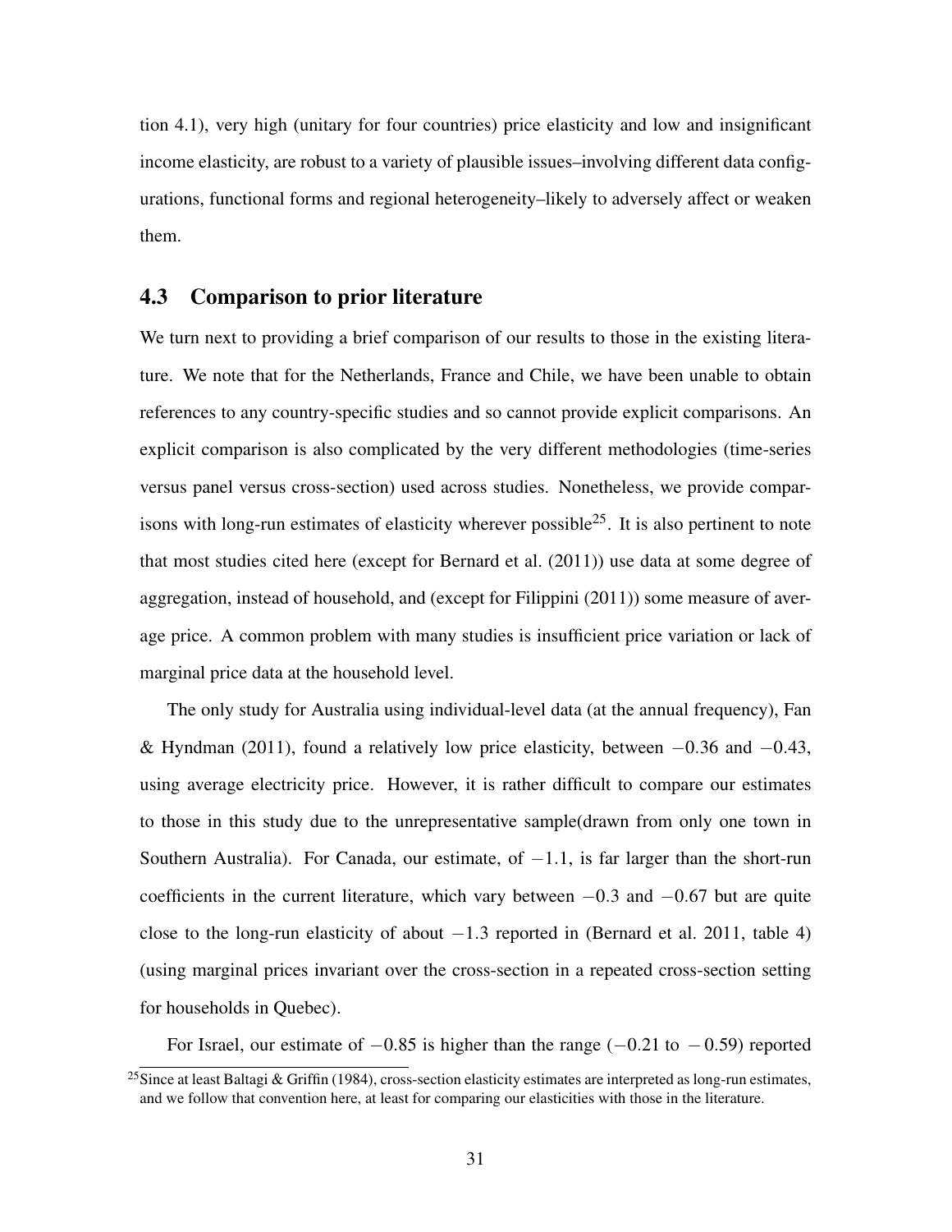tion 4.1), very high (unitary for four countries) price elasticity and low and insignificant income elasticity, are robust to a variety of plausible issues–involving different data configurations, functional forms and regional heterogeneity–likely to adversely affect or weaken them.

### 4.3 Comparison to prior literature

We turn next to providing a brief comparison of our results to those in the existing literature. We note that for the Netherlands, France and Chile, we have been unable to obtain references to any country-specific studies and so cannot provide explicit comparisons. An explicit comparison is also complicated by the very different methodologies (time-series versus panel versus cross-section) used across studies. Nonetheless, we provide comparisons with long-run estimates of elasticity wherever possible[25]. It is also pertinent to note that most studies cited here (except for Bernard et al. (2011)) use data at some degree of aggregation, instead of household, and (except for Filippini (2011)) some measure of average price. A common problem with many studies is insufficient price variation or lack of marginal price data at the household level.

The only study for Australia using individual-level data (at the annual frequency), Fan & Hyndman (2011), found a relatively low price elasticity, between $-0.36$ and $-0.43$, using average electricity price. However, it is rather difficult to compare our estimates to those in this study due to the unrepresentative sample(drawn from only one town in Southern Australia). For Canada, our estimate, of $-1.1$, is far larger than the short-run coefficients in the current literature, which vary between $-0.3$ and $-0.67$ but are quite close to the long-run elasticity of about $-1.3$ reported in (Bernard et al. 2011, table 4) (using marginal prices invariant over the cross-section in a repeated cross-section setting for households in Quebec).

For Israel, our estimate of $-0.85$ is higher than the range ($-0.21$ to $-0.59$) reported

[25] Since at least Baltagi & Griffin (1984), cross-section elasticity estimates are interpreted as long-run estimates, and we follow that convention here, at least for comparing our elasticities with those in the literature.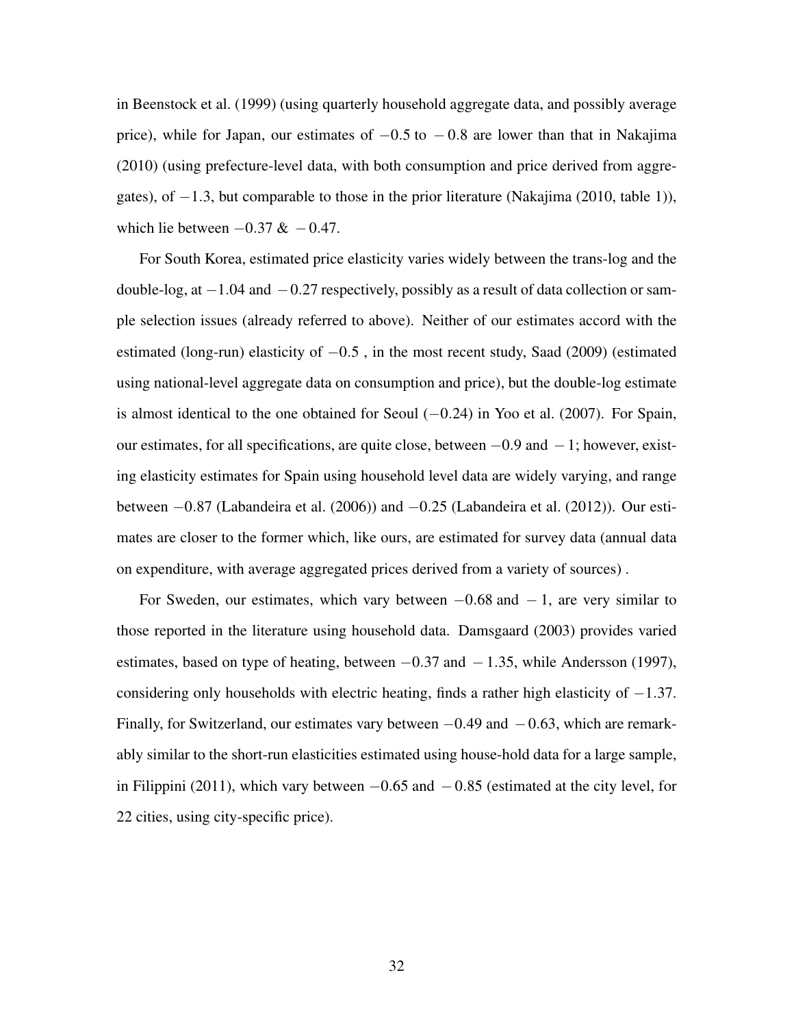in Beenstock et al. (1999) (using quarterly household aggregate data, and possibly average price), while for Japan, our estimates of $-0.5$ to $-0.8$ are lower than that in Nakajima (2010) (using prefecture-level data, with both consumption and price derived from aggregates), of $-1.3$, but comparable to those in the prior literature (Nakajima (2010, table 1)), which lie between $-0.37$ & $-0.47$.

For South Korea, estimated price elasticity varies widely between the trans-log and the double-log, at $-1.04$ and $-0.27$ respectively, possibly as a result of data collection or sample selection issues (already referred to above). Neither of our estimates accord with the estimated (long-run) elasticity of $-0.5$ , in the most recent study, Saad (2009) (estimated using national-level aggregate data on consumption and price), but the double-log estimate is almost identical to the one obtained for Seoul ($-0.24$) in Yoo et al. (2007). For Spain, our estimates, for all specifications, are quite close, between $-0.9$ and $-1$; however, existing elasticity estimates for Spain using household level data are widely varying, and range between $-0.87$ (Labandeira et al. (2006)) and $-0.25$ (Labandeira et al. (2012)). Our estimates are closer to the former which, like ours, are estimated for survey data (annual data on expenditure, with average aggregated prices derived from a variety of sources) .

For Sweden, our estimates, which vary between $-0.68$ and $-1$, are very similar to those reported in the literature using household data. Damsgaard (2003) provides varied estimates, based on type of heating, between $-0.37$ and $-1.35$, while Andersson (1997), considering only households with electric heating, finds a rather high elasticity of $-1.37$. Finally, for Switzerland, our estimates vary between $-0.49$ and $-0.63$, which are remarkably similar to the short-run elasticities estimated using house-hold data for a large sample, in Filippini (2011), which vary between $-0.65$ and $-0.85$ (estimated at the city level, for 22 cities, using city-specific price).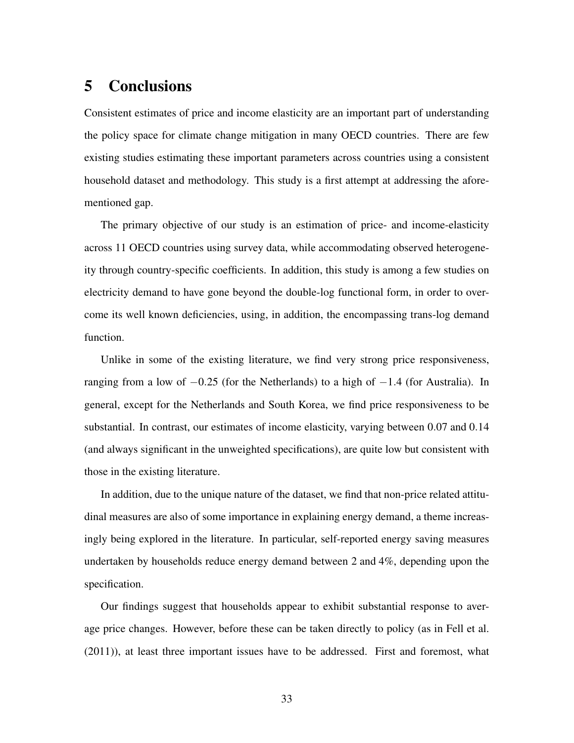# 5 Conclusions

Consistent estimates of price and income elasticity are an important part of understanding the policy space for climate change mitigation in many OECD countries. There are few existing studies estimating these important parameters across countries using a consistent household dataset and methodology. This study is a first attempt at addressing the aforementioned gap.

The primary objective of our study is an estimation of price- and income-elasticity across 11 OECD countries using survey data, while accommodating observed heterogeneity through country-specific coefficients. In addition, this study is among a few studies on electricity demand to have gone beyond the double-log functional form, in order to overcome its well known deficiencies, using, in addition, the encompassing trans-log demand function.

Unlike in some of the existing literature, we find very strong price responsiveness, ranging from a low of $-0.25$ (for the Netherlands) to a high of $-1.4$ (for Australia). In general, except for the Netherlands and South Korea, we find price responsiveness to be substantial. In contrast, our estimates of income elasticity, varying between 0.07 and 0.14 (and always significant in the unweighted specifications), are quite low but consistent with those in the existing literature.

In addition, due to the unique nature of the dataset, we find that non-price related attitudinal measures are also of some importance in explaining energy demand, a theme increasingly being explored in the literature. In particular, self-reported energy saving measures undertaken by households reduce energy demand between 2 and 4%, depending upon the specification.

Our findings suggest that households appear to exhibit substantial response to average price changes. However, before these can be taken directly to policy (as in Fell et al. (2011)), at least three important issues have to be addressed. First and foremost, what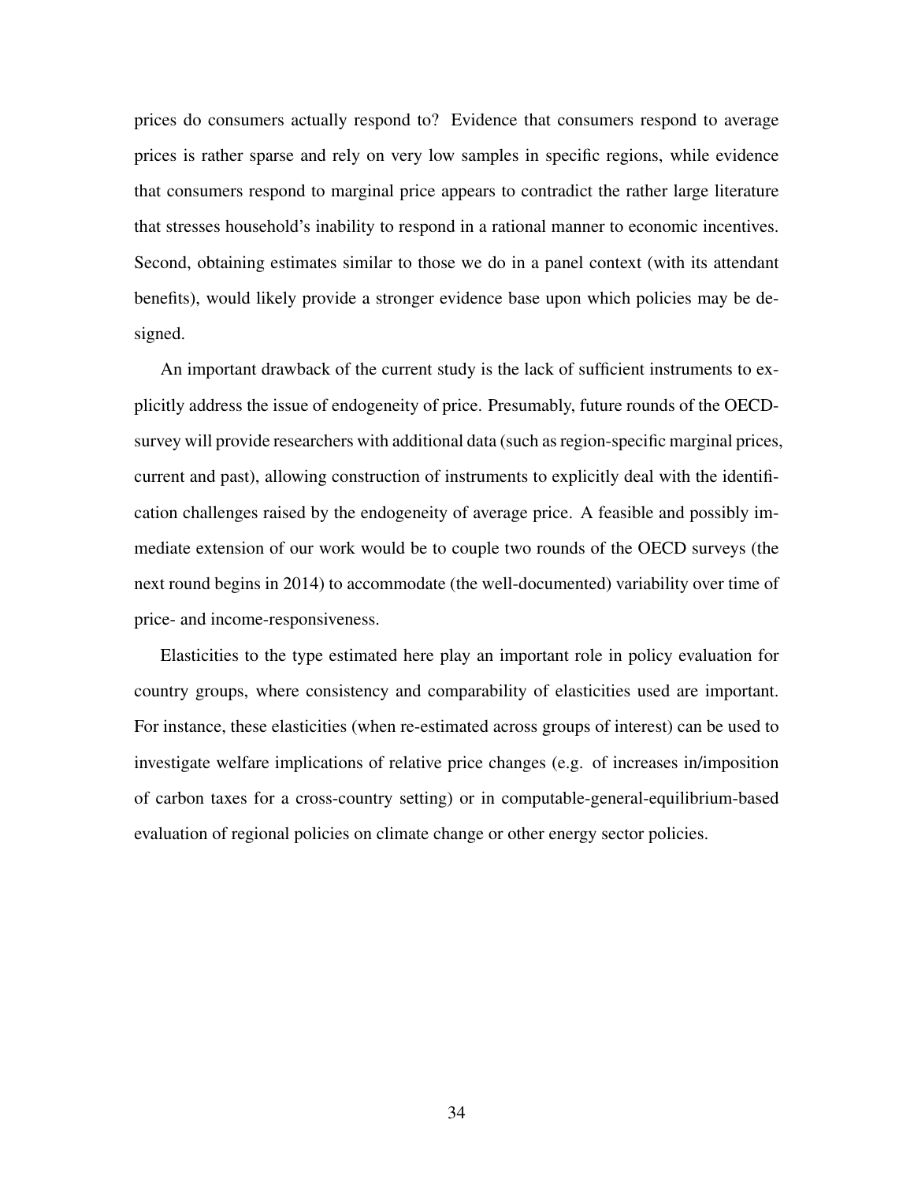prices do consumers actually respond to? Evidence that consumers respond to average prices is rather sparse and rely on very low samples in specific regions, while evidence that consumers respond to marginal price appears to contradict the rather large literature that stresses household's inability to respond in a rational manner to economic incentives. Second, obtaining estimates similar to those we do in a panel context (with its attendant benefits), would likely provide a stronger evidence base upon which policies may be designed.

An important drawback of the current study is the lack of sufficient instruments to explicitly address the issue of endogeneity of price. Presumably, future rounds of the OECD-survey will provide researchers with additional data (such as region-specific marginal prices, current and past), allowing construction of instruments to explicitly deal with the identification challenges raised by the endogeneity of average price. A feasible and possibly immediate extension of our work would be to couple two rounds of the OECD surveys (the next round begins in 2014) to accommodate (the well-documented) variability over time of price- and income-responsiveness.

Elasticities to the type estimated here play an important role in policy evaluation for country groups, where consistency and comparability of elasticities used are important. For instance, these elasticities (when re-estimated across groups of interest) can be used to investigate welfare implications of relative price changes (e.g. of increases in/imposition of carbon taxes for a cross-country setting) or in computable-general-equilibrium-based evaluation of regional policies on climate change or other energy sector policies.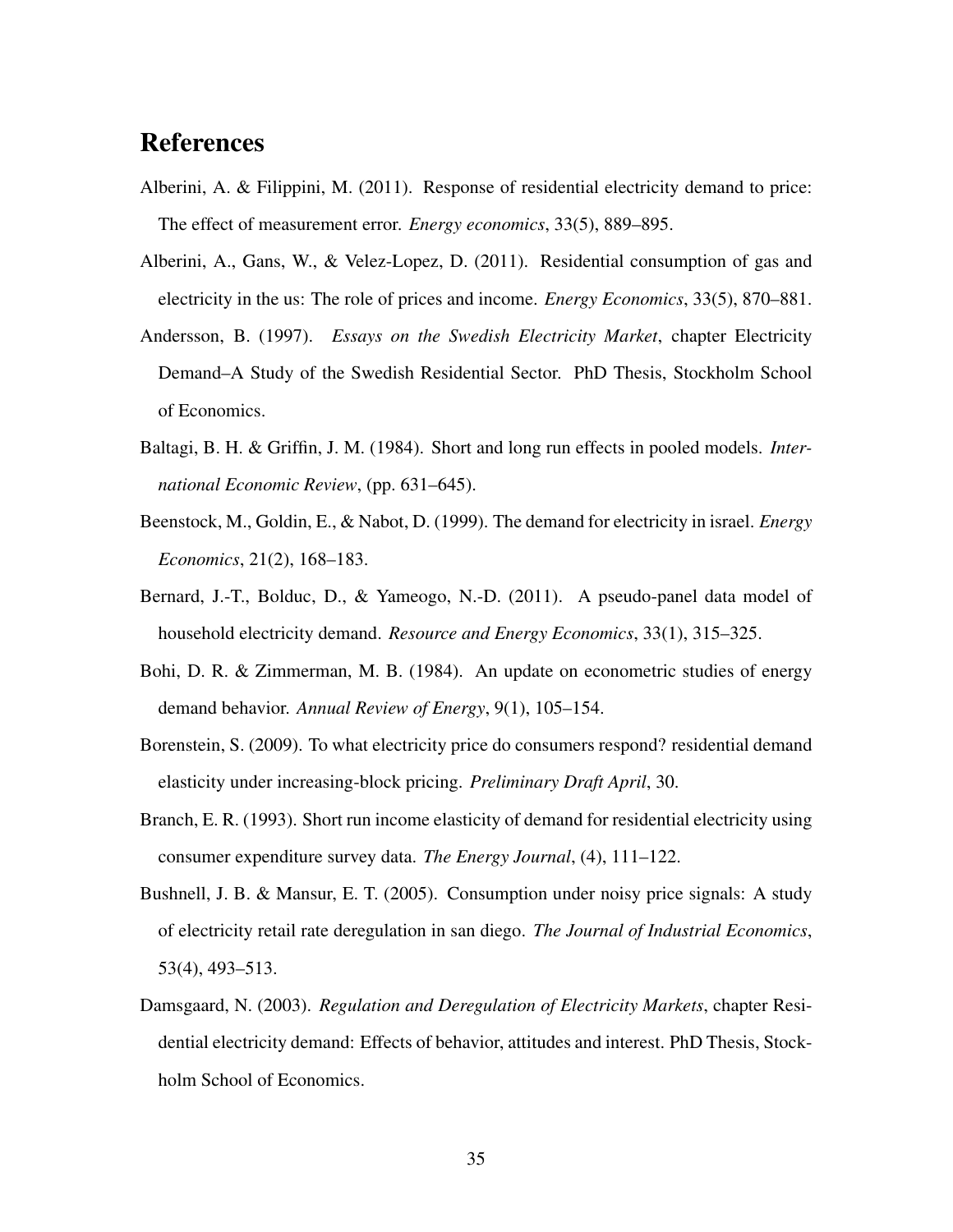# References

Alberini, A. & Filippini, M. (2011). Response of residential electricity demand to price: The effect of measurement error. *Energy economics*, 33(5), 889–895.

Alberini, A., Gans, W., & Velez-Lopez, D. (2011). Residential consumption of gas and electricity in the us: The role of prices and income. *Energy Economics*, 33(5), 870–881.

Andersson, B. (1997). *Essays on the Swedish Electricity Market*, chapter Electricity Demand–A Study of the Swedish Residential Sector. PhD Thesis, Stockholm School of Economics.

Baltagi, B. H. & Griffin, J. M. (1984). Short and long run effects in pooled models. *International Economic Review*, (pp. 631–645).

Beenstock, M., Goldin, E., & Nabot, D. (1999). The demand for electricity in israel. *Energy Economics*, 21(2), 168–183.

Bernard, J.-T., Bolduc, D., & Yameogo, N.-D. (2011). A pseudo-panel data model of household electricity demand. *Resource and Energy Economics*, 33(1), 315–325.

Bohi, D. R. & Zimmerman, M. B. (1984). An update on econometric studies of energy demand behavior. *Annual Review of Energy*, 9(1), 105–154.

Borenstein, S. (2009). To what electricity price do consumers respond? residential demand elasticity under increasing-block pricing. *Preliminary Draft April*, 30.

Branch, E. R. (1993). Short run income elasticity of demand for residential electricity using consumer expenditure survey data. *The Energy Journal*, (4), 111–122.

Bushnell, J. B. & Mansur, E. T. (2005). Consumption under noisy price signals: A study of electricity retail rate deregulation in san diego. *The Journal of Industrial Economics*, 53(4), 493–513.

Damsgaard, N. (2003). *Regulation and Deregulation of Electricity Markets*, chapter Residential electricity demand: Effects of behavior, attitudes and interest. PhD Thesis, Stockholm School of Economics.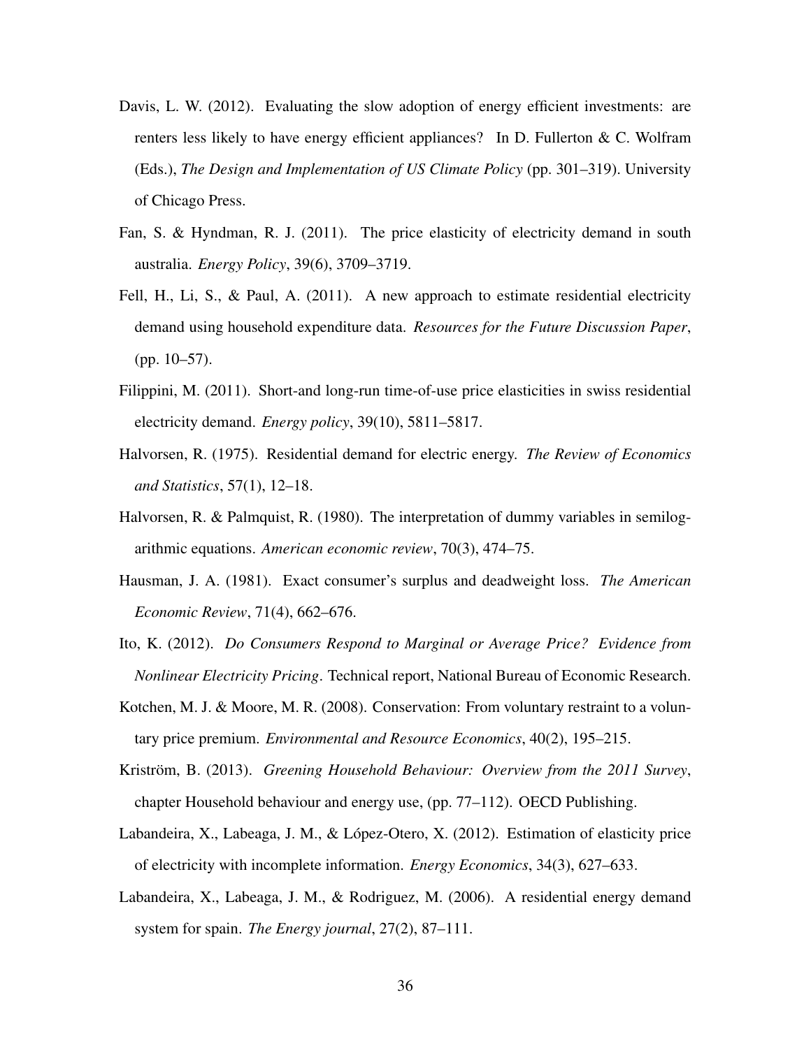Davis, L. W. (2012). Evaluating the slow adoption of energy efficient investments: are renters less likely to have energy efficient appliances? In D. Fullerton & C. Wolfram (Eds.), *The Design and Implementation of US Climate Policy* (pp. 301–319). University of Chicago Press.

Fan, S. & Hyndman, R. J. (2011). The price elasticity of electricity demand in south australia. *Energy Policy*, 39(6), 3709–3719.

Fell, H., Li, S., & Paul, A. (2011). A new approach to estimate residential electricity demand using household expenditure data. *Resources for the Future Discussion Paper*, (pp. 10–57).

Filippini, M. (2011). Short-and long-run time-of-use price elasticities in swiss residential electricity demand. *Energy policy*, 39(10), 5811–5817.

Halvorsen, R. (1975). Residential demand for electric energy. *The Review of Economics and Statistics*, 57(1), 12–18.

Halvorsen, R. & Palmquist, R. (1980). The interpretation of dummy variables in semilogarithmic equations. *American economic review*, 70(3), 474–75.

Hausman, J. A. (1981). Exact consumer's surplus and deadweight loss. *The American Economic Review*, 71(4), 662–676.

Ito, K. (2012). *Do Consumers Respond to Marginal or Average Price? Evidence from Nonlinear Electricity Pricing*. Technical report, National Bureau of Economic Research.

Kotchen, M. J. & Moore, M. R. (2008). Conservation: From voluntary restraint to a voluntary price premium. *Environmental and Resource Economics*, 40(2), 195–215.

Kriström, B. (2013). *Greening Household Behaviour: Overview from the 2011 Survey*, chapter Household behaviour and energy use, (pp. 77–112). OECD Publishing.

Labandeira, X., Labeaga, J. M., & López-Otero, X. (2012). Estimation of elasticity price of electricity with incomplete information. *Energy Economics*, 34(3), 627–633.

Labandeira, X., Labeaga, J. M., & Rodriguez, M. (2006). A residential energy demand system for spain. *The Energy journal*, 27(2), 87–111.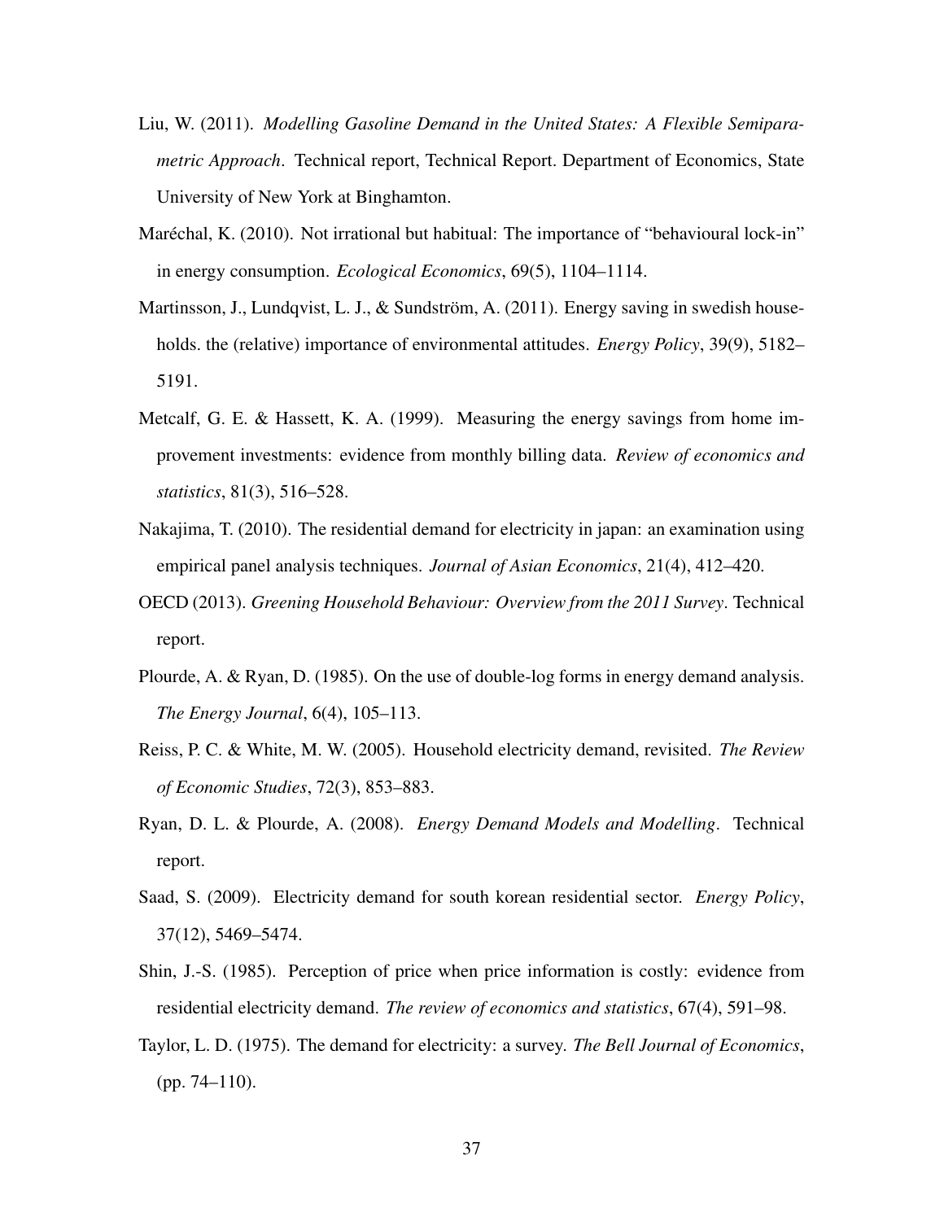Liu, W. (2011). *Modelling Gasoline Demand in the United States: A Flexible Semiparametric Approach*. Technical report, Technical Report. Department of Economics, State University of New York at Binghamton.

Maréchal, K. (2010). Not irrational but habitual: The importance of "behavioural lock-in" in energy consumption. *Ecological Economics*, 69(5), 1104–1114.

Martinsson, J., Lundqvist, L. J., & Sundström, A. (2011). Energy saving in swedish households. the (relative) importance of environmental attitudes. *Energy Policy*, 39(9), 5182–5191.

Metcalf, G. E. & Hassett, K. A. (1999). Measuring the energy savings from home improvement investments: evidence from monthly billing data. *Review of economics and statistics*, 81(3), 516–528.

Nakajima, T. (2010). The residential demand for electricity in japan: an examination using empirical panel analysis techniques. *Journal of Asian Economics*, 21(4), 412–420.

OECD (2013). *Greening Household Behaviour: Overview from the 2011 Survey*. Technical report.

Plourde, A. & Ryan, D. (1985). On the use of double-log forms in energy demand analysis. *The Energy Journal*, 6(4), 105–113.

Reiss, P. C. & White, M. W. (2005). Household electricity demand, revisited. *The Review of Economic Studies*, 72(3), 853–883.

Ryan, D. L. & Plourde, A. (2008). *Energy Demand Models and Modelling*. Technical report.

Saad, S. (2009). Electricity demand for south korean residential sector. *Energy Policy*, 37(12), 5469–5474.

Shin, J.-S. (1985). Perception of price when price information is costly: evidence from residential electricity demand. *The review of economics and statistics*, 67(4), 591–98.

Taylor, L. D. (1975). The demand for electricity: a survey. *The Bell Journal of Economics*, (pp. 74–110).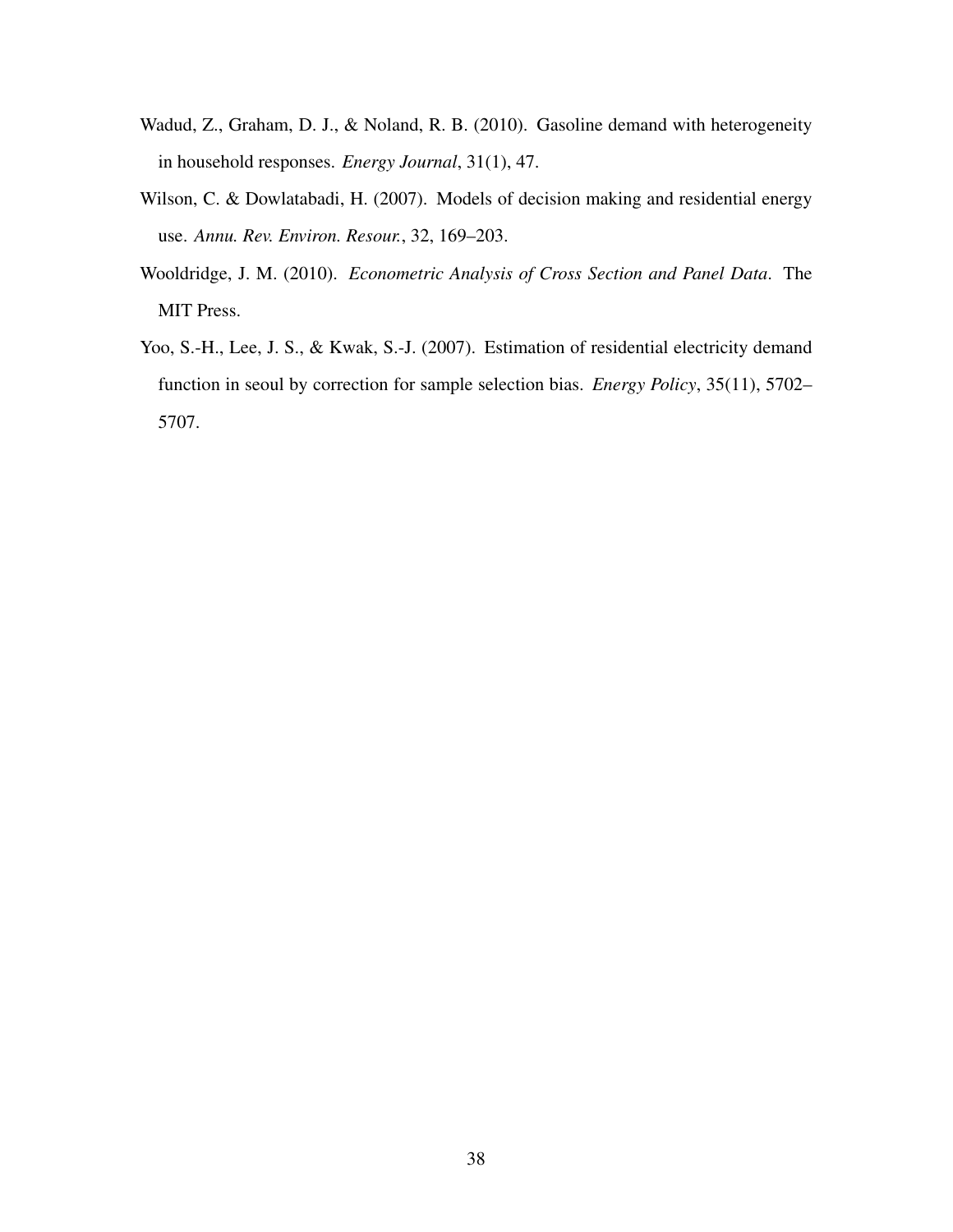Wadud, Z., Graham, D. J., & Noland, R. B. (2010). Gasoline demand with heterogeneity in household responses. *Energy Journal*, 31(1), 47.

Wilson, C. & Dowlatabadi, H. (2007). Models of decision making and residential energy use. *Annu. Rev. Environ. Resour.*, 32, 169–203.

Wooldridge, J. M. (2010). *Econometric Analysis of Cross Section and Panel Data*. The MIT Press.

Yoo, S.-H., Lee, J. S., & Kwak, S.-J. (2007). Estimation of residential electricity demand function in seoul by correction for sample selection bias. *Energy Policy*, 35(11), 5702–5707.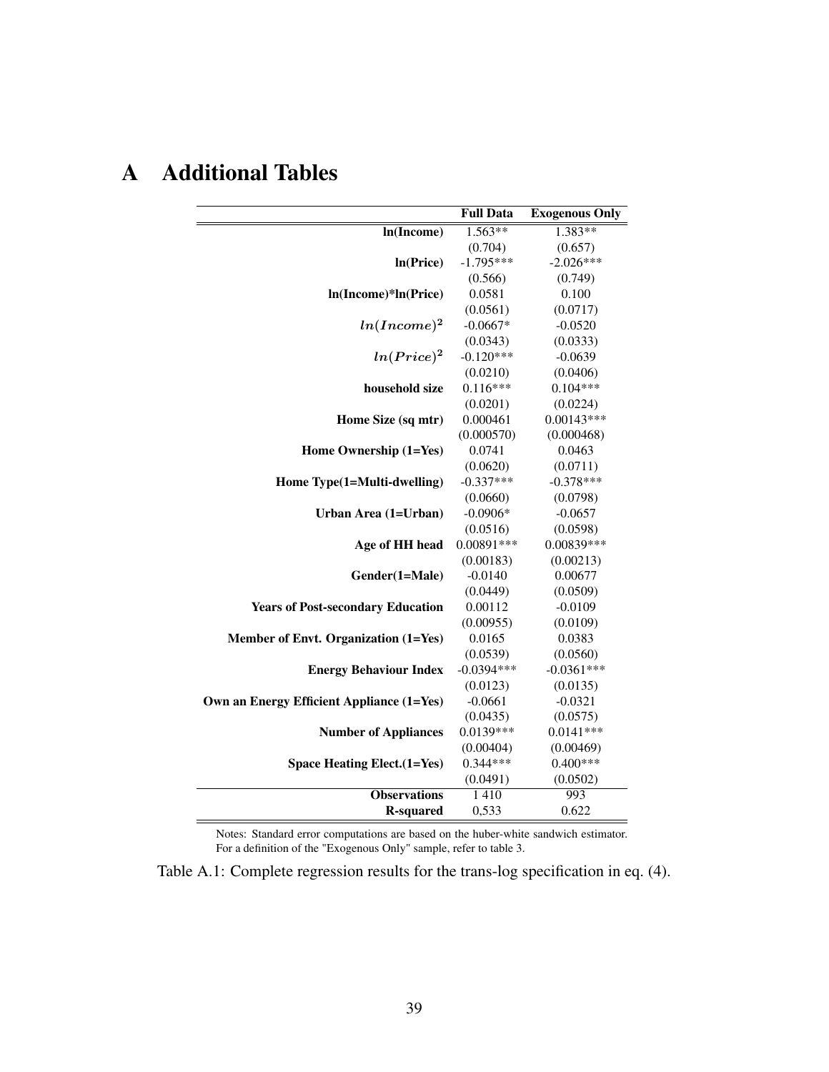# A Additional Tables

| | Full Data | Exogenous Only |
|---|---|---|
| **ln(Income)** | 1.563** | 1.383** |
| | (0.704) | (0.657) |
| **ln(Price)** | -1.795*** | -2.026*** |
| | (0.566) | (0.749) |
| **ln(Income)*ln(Price)** | 0.0581 | 0.100 |
| | (0.0561) | (0.0717) |
| $ln(Income)^2$ | -0.0667* | -0.0520 |
| | (0.0343) | (0.0333) |
| $ln(Price)^2$ | -0.120*** | -0.0639 |
| | (0.0210) | (0.0406) |
| **household size** | 0.116*** | 0.104*** |
| | (0.0201) | (0.0224) |
| **Home Size (sq mtr)** | 0.000461 | 0.00143*** |
| | (0.000570) | (0.000468) |
| **Home Ownership (1=Yes)** | 0.0741 | 0.0463 |
| | (0.0620) | (0.0711) |
| **Home Type(1=Multi-dwelling)** | -0.337*** | -0.378*** |
| | (0.0660) | (0.0798) |
| **Urban Area (1=Urban)** | -0.0906* | -0.0657 |
| | (0.0516) | (0.0598) |
| **Age of HH head** | 0.00891*** | 0.00839*** |
| | (0.00183) | (0.00213) |
| **Gender(1=Male)** | -0.0140 | 0.00677 |
| | (0.0449) | (0.0509) |
| **Years of Post-secondary Education** | 0.00112 | -0.0109 |
| | (0.00955) | (0.0109) |
| **Member of Envt. Organization (1=Yes)** | 0.0165 | 0.0383 |
| | (0.0539) | (0.0560) |
| **Energy Behaviour Index** | -0.0394*** | -0.0361*** |
| | (0.0123) | (0.0135) |
| **Own an Energy Efficient Appliance (1=Yes)** | -0.0661 | -0.0321 |
| | (0.0435) | (0.0575) |
| **Number of Appliances** | 0.0139*** | 0.0141*** |
| | (0.00404) | (0.00469) |
| **Space Heating Elect.(1=Yes)** | 0.344*** | 0.400*** |
| | (0.0491) | (0.0502) |
| **Observations** | 1 410 | 993 |
| **R-squared** | 0,533 | 0.622 |

Notes: Standard error computations are based on the huber-white sandwich estimator. For a definition of the "Exogenous Only" sample, refer to table 3.

Table A.1: Complete regression results for the trans-log specification in eq. (4).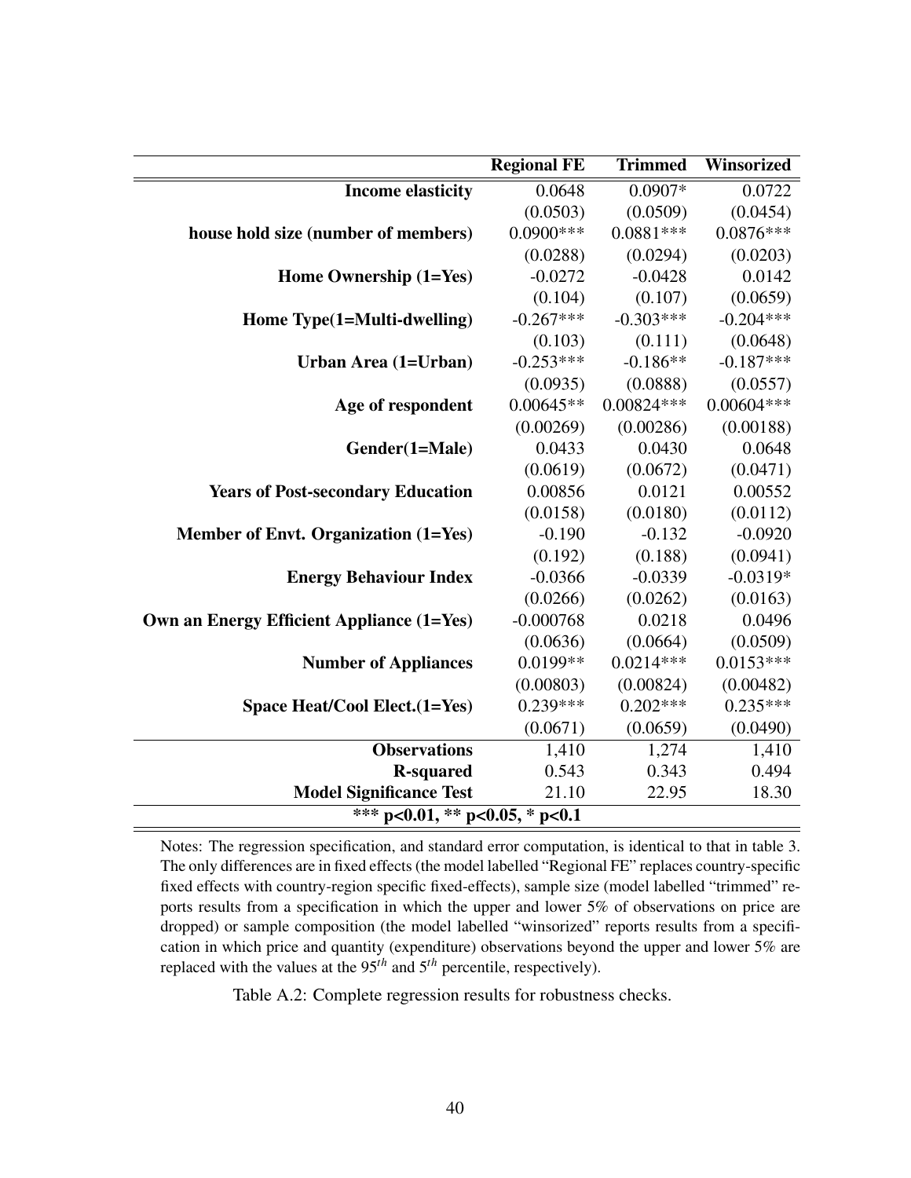| | Regional FE | Trimmed | Winsorized |
|---|---|---|---|
| **Income elasticity** | 0.0648 | 0.0907* | 0.0722 |
| | (0.0503) | (0.0509) | (0.0454) |
| **house hold size (number of members)** | 0.0900*** | 0.0881*** | 0.0876*** |
| | (0.0288) | (0.0294) | (0.0203) |
| **Home Ownership (1=Yes)** | -0.0272 | -0.0428 | 0.0142 |
| | (0.104) | (0.107) | (0.0659) |
| **Home Type(1=Multi-dwelling)** | -0.267*** | -0.303*** | -0.204*** |
| | (0.103) | (0.111) | (0.0648) |
| **Urban Area (1=Urban)** | -0.253*** | -0.186** | -0.187*** |
| | (0.0935) | (0.0888) | (0.0557) |
| **Age of respondent** | 0.00645** | 0.00824*** | 0.00604*** |
| | (0.00269) | (0.00286) | (0.00188) |
| **Gender(1=Male)** | 0.0433 | 0.0430 | 0.0648 |
| | (0.0619) | (0.0672) | (0.0471) |
| **Years of Post-secondary Education** | 0.00856 | 0.0121 | 0.00552 |
| | (0.0158) | (0.0180) | (0.0112) |
| **Member of Envt. Organization (1=Yes)** | -0.190 | -0.132 | -0.0920 |
| | (0.192) | (0.188) | (0.0941) |
| **Energy Behaviour Index** | -0.0366 | -0.0339 | -0.0319* |
| | (0.0266) | (0.0262) | (0.0163) |
| **Own an Energy Efficient Appliance (1=Yes)** | -0.000768 | 0.0218 | 0.0496 |
| | (0.0636) | (0.0664) | (0.0509) |
| **Number of Appliances** | 0.0199** | 0.0214*** | 0.0153*** |
| | (0.00803) | (0.00824) | (0.00482) |
| **Space Heat/Cool Elect.(1=Yes)** | 0.239*** | 0.202*** | 0.235*** |
| | (0.0671) | (0.0659) | (0.0490) |
| **Observations** | 1,410 | 1,274 | 1,410 |
| **R-squared** | 0.543 | 0.343 | 0.494 |
| **Model Significance Test** | 21.10 | 22.95 | 18.30 |
| *** p<0.01, ** p<0.05, * p<0.1 | | | |

Notes: The regression specification, and standard error computation, is identical to that in table 3. The only differences are in fixed effects (the model labelled "Regional FE" replaces country-specific fixed effects with country-region specific fixed-effects), sample size (model labelled "trimmed" reports results from a specification in which the upper and lower 5% of observations on price are dropped) or sample composition (the model labelled "winsorized" reports results from a specification in which price and quantity (expenditure) observations beyond the upper and lower 5% are replaced with the values at the $95^{th}$ and $5^{th}$ percentile, respectively).

Table A.2: Complete regression results for robustness checks.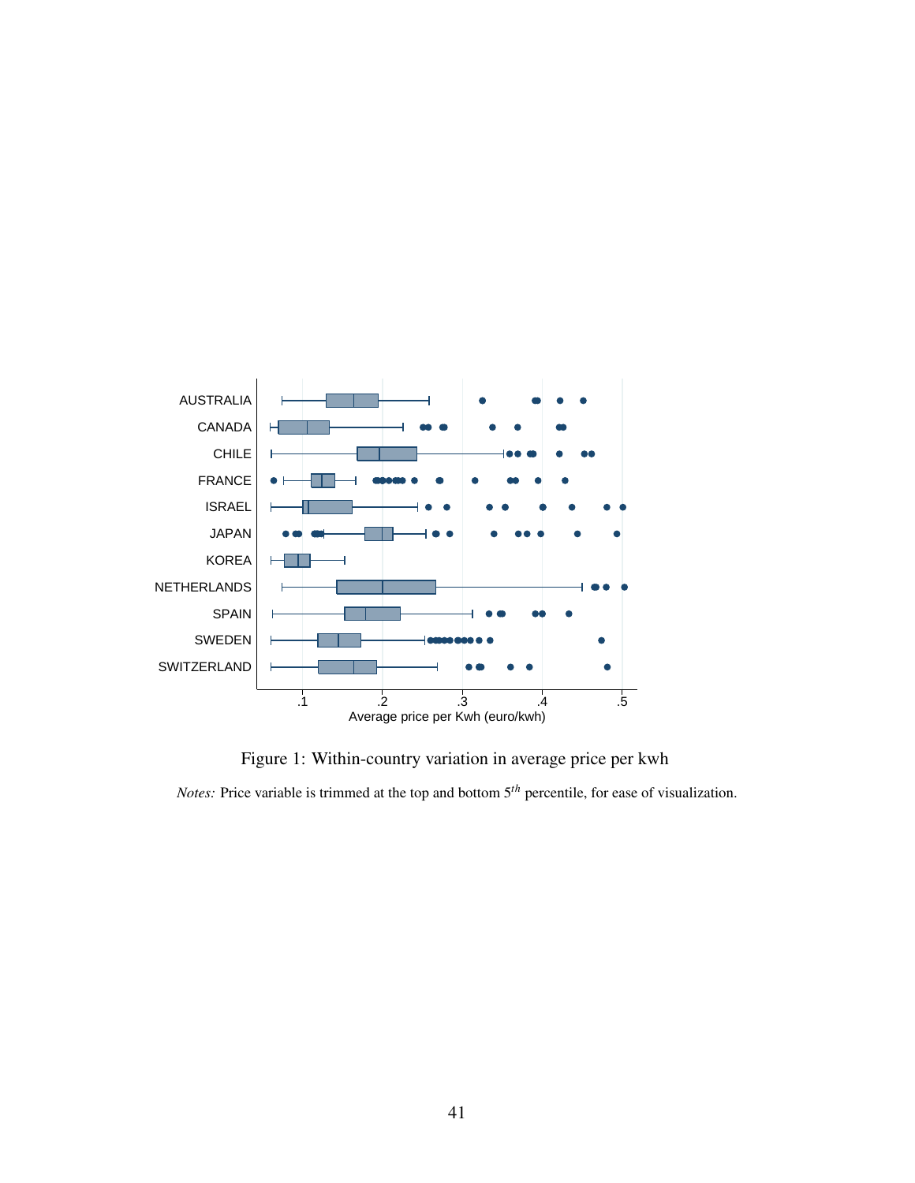AUSTRALIA
CANADA
CHILE
FRANCE
ISRAEL
JAPAN
KOREA
NETHERLANDS
SPAIN
SWEDEN
SWITZERLAND

.1
.2
.3
.4
.5
Average price per Kwh (euro/kwh)

Figure 1: Within-country variation in average price per kwh

*Notes:* Price variable is trimmed at the top and bottom $5^{th}$ percentile, for ease of visualization.